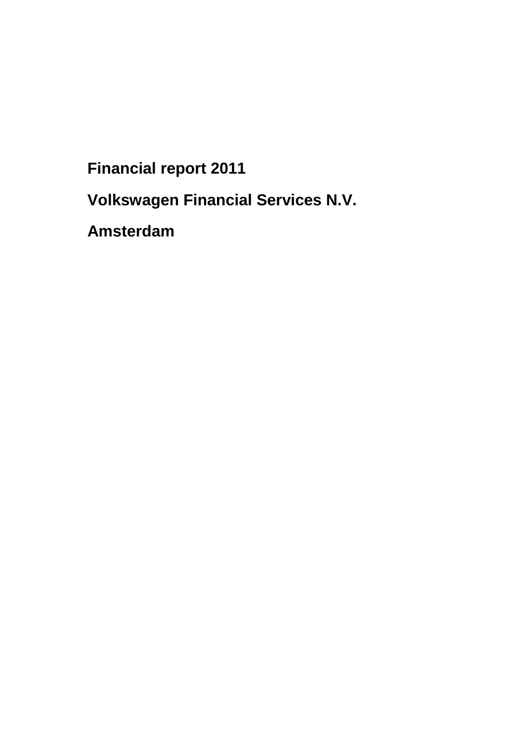# Financial report 2011

# Volkswagen Financial Services N.V.

# Amsterdam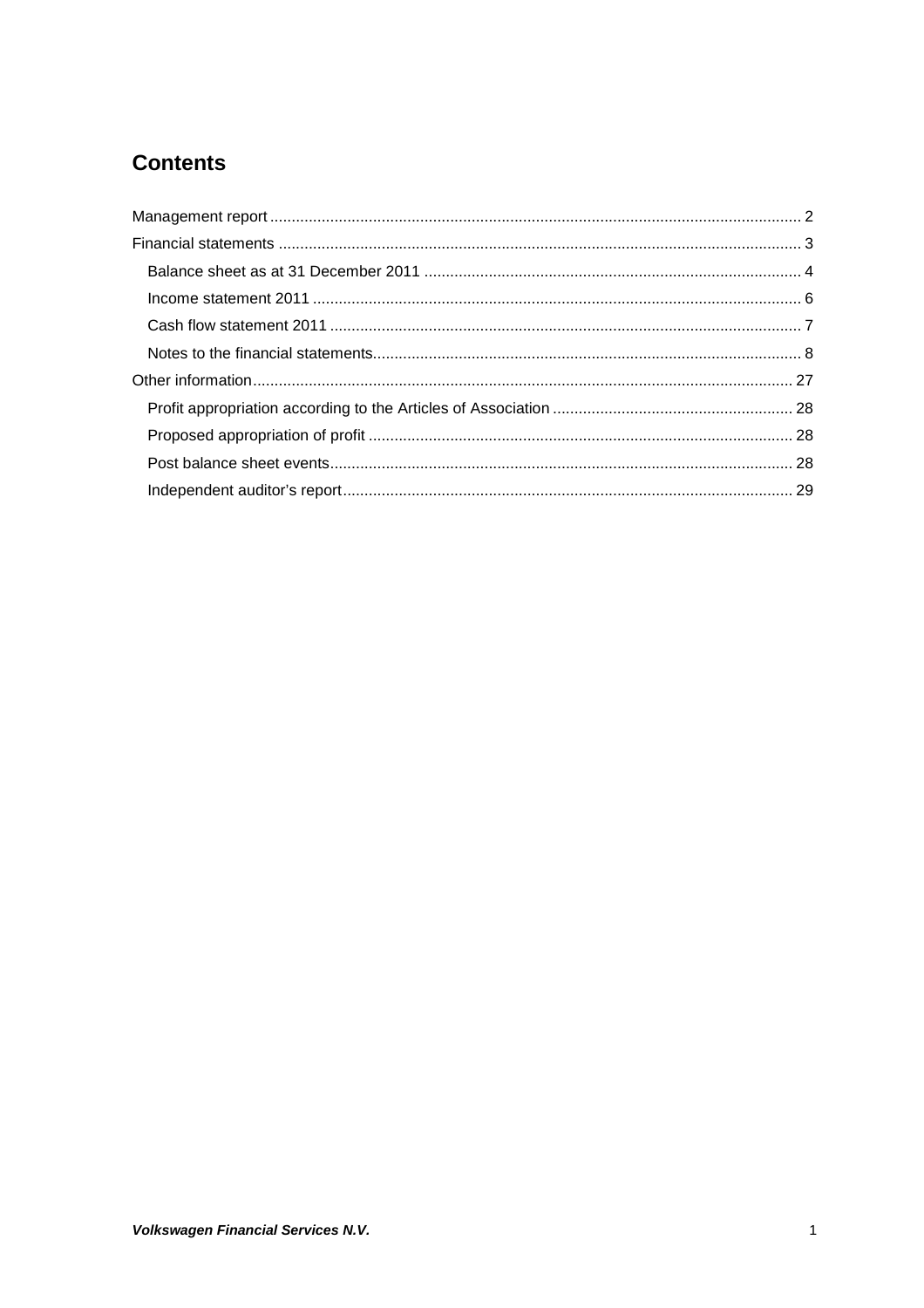# Contents

Management report ............................................................................................................................ 2
Financial statements ......................................................................................................................... 3
- Balance sheet as at 31 December 2011 ........................................................................................ 4
- Income statement 2011 .................................................................................................................. 6
- Cash flow statement 2011 ............................................................................................................. 7
- Notes to the financial statements................................................................................................... 8

Other information.............................................................................................................................. 27
- Profit appropriation according to the Articles of Association ......................................................... 28
- Proposed appropriation of profit ................................................................................................... 28
- Post balance sheet events............................................................................................................. 28
- Independent auditor's report.......................................................................................................... 29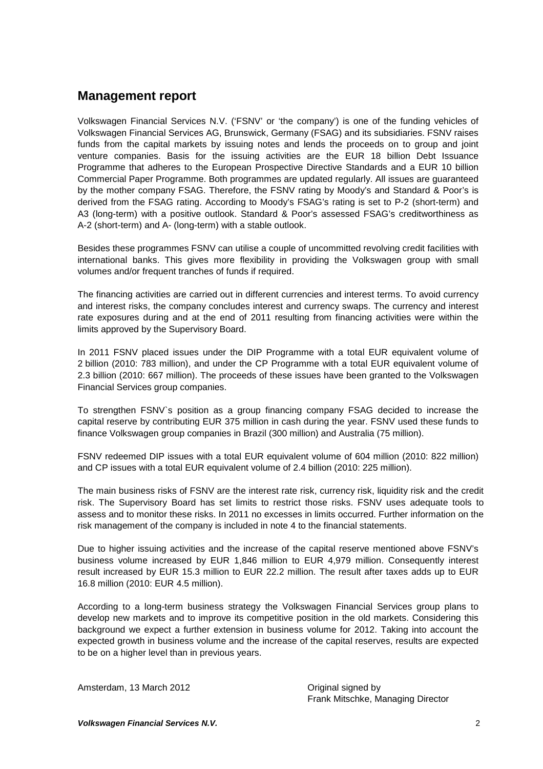## Management report

Volkswagen Financial Services N.V. ('FSNV' or 'the company') is one of the funding vehicles of Volkswagen Financial Services AG, Brunswick, Germany (FSAG) and its subsidiaries. FSNV raises funds from the capital markets by issuing notes and lends the proceeds on to group and joint venture companies. Basis for the issuing activities are the EUR 18 billion Debt Issuance Programme that adheres to the European Prospective Directive Standards and a EUR 10 billion Commercial Paper Programme. Both programmes are updated regularly. All issues are guaranteed by the mother company FSAG. Therefore, the FSNV rating by Moody's and Standard & Poor's is derived from the FSAG rating. According to Moody's FSAG's rating is set to P-2 (short-term) and A3 (long-term) with a positive outlook. Standard & Poor's assessed FSAG's creditworthiness as A-2 (short-term) and A- (long-term) with a stable outlook.

Besides these programmes FSNV can utilise a couple of uncommitted revolving credit facilities with international banks. This gives more flexibility in providing the Volkswagen group with small volumes and/or frequent tranches of funds if required.

The financing activities are carried out in different currencies and interest terms. To avoid currency and interest risks, the company concludes interest and currency swaps. The currency and interest rate exposures during and at the end of 2011 resulting from financing activities were within the limits approved by the Supervisory Board.

In 2011 FSNV placed issues under the DIP Programme with a total EUR equivalent volume of 2 billion (2010: 783 million), and under the CP Programme with a total EUR equivalent volume of 2.3 billion (2010: 667 million). The proceeds of these issues have been granted to the Volkswagen Financial Services group companies.

To strengthen FSNV`s position as a group financing company FSAG decided to increase the capital reserve by contributing EUR 375 million in cash during the year. FSNV used these funds to finance Volkswagen group companies in Brazil (300 million) and Australia (75 million).

FSNV redeemed DIP issues with a total EUR equivalent volume of 604 million (2010: 822 million) and CP issues with a total EUR equivalent volume of 2.4 billion (2010: 225 million).

The main business risks of FSNV are the interest rate risk, currency risk, liquidity risk and the credit risk. The Supervisory Board has set limits to restrict those risks. FSNV uses adequate tools to assess and to monitor these risks. In 2011 no excesses in limits occurred. Further information on the risk management of the company is included in note 4 to the financial statements.

Due to higher issuing activities and the increase of the capital reserve mentioned above FSNV's business volume increased by EUR 1,846 million to EUR 4,979 million. Consequently interest result increased by EUR 15.3 million to EUR 22.2 million. The result after taxes adds up to EUR 16.8 million (2010: EUR 4.5 million).

According to a long-term business strategy the Volkswagen Financial Services group plans to develop new markets and to improve its competitive position in the old markets. Considering this background we expect a further extension in business volume for 2012. Taking into account the expected growth in business volume and the increase of the capital reserves, results are expected to be on a higher level than in previous years.

Amsterdam, 13 March 2012

Original signed by
Frank Mitschke, Managing Director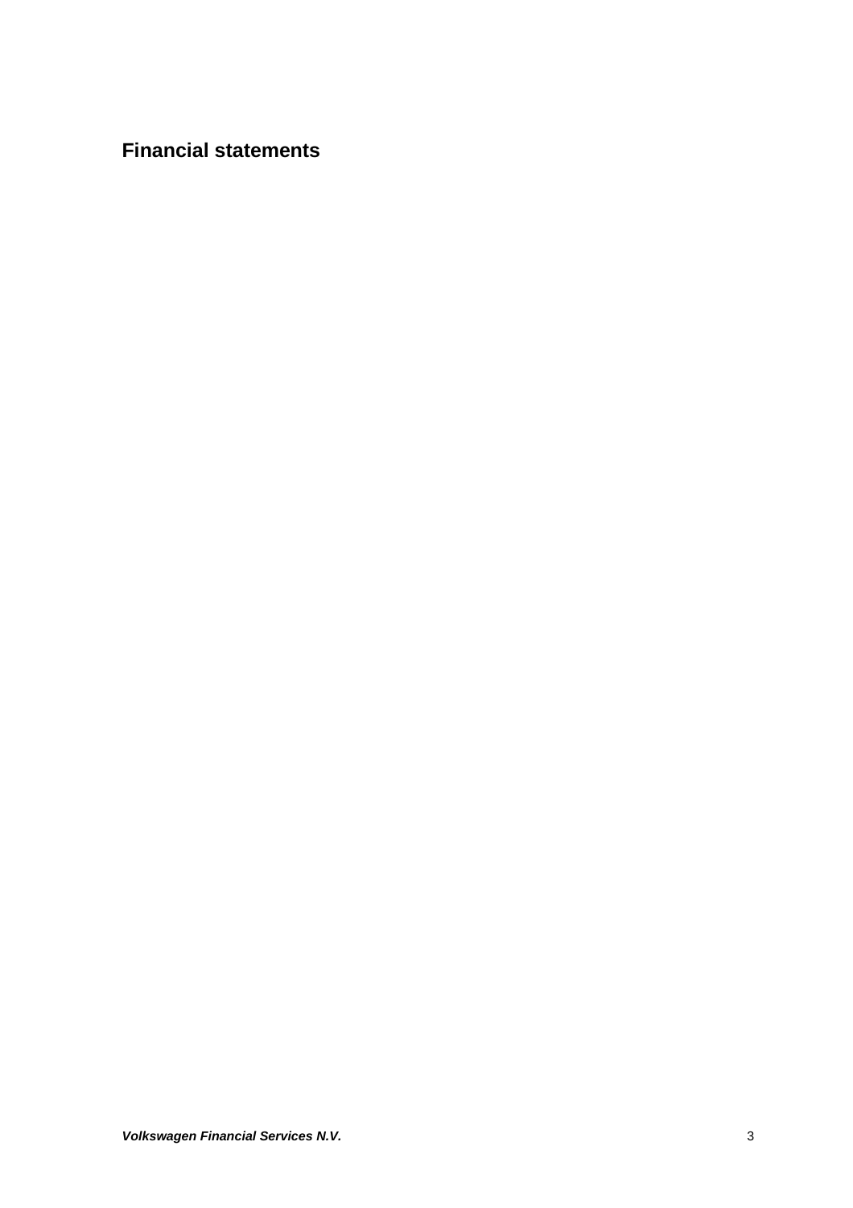# Financial statements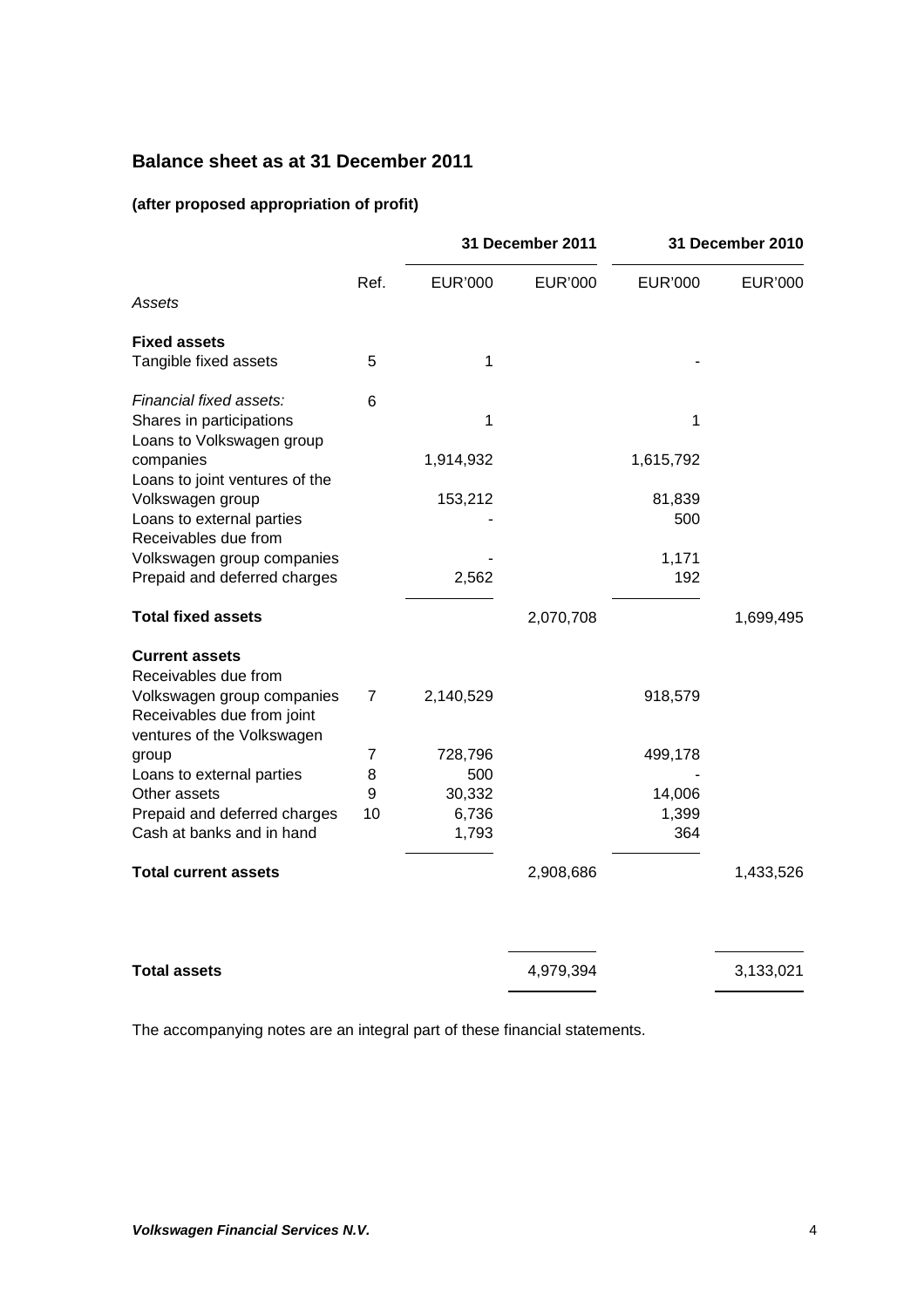## Balance sheet as at 31 December 2011

**(after proposed appropriation of profit)**

| | | 31 December 2011 | | 31 December 2010 | |
|---|---|---|---|---|---|
| | Ref. | EUR'000 | EUR'000 | EUR'000 | EUR'000 |
| *Assets* | | | | | |
| **Fixed assets** | | | | | |
| Tangible fixed assets | 5 | 1 | | - | |
| *Financial fixed assets:* | 6 | | | | |
| Shares in participations | | 1 | | 1 | |
| Loans to Volkswagen group companies | | 1,914,932 | | 1,615,792 | |
| Loans to joint ventures of the Volkswagen group | | 153,212 | | 81,839 | |
| Loans to external parties | | - | | 500 | |
| Receivables due from Volkswagen group companies | | - | | 1,171 | |
| Prepaid and deferred charges | | 2,562 | | 192 | |
| **Total fixed assets** | | | 2,070,708 | | 1,699,495 |
| **Current assets** | | | | | |
| Receivables due from Volkswagen group companies | 7 | 2,140,529 | | 918,579 | |
| Receivables due from joint ventures of the Volkswagen group | 7 | 728,796 | | 499,178 | |
| Loans to external parties | 8 | 500 | | - | |
| Other assets | 9 | 30,332 | | 14,006 | |
| Prepaid and deferred charges | 10 | 6,736 | | 1,399 | |
| Cash at banks and in hand | | 1,793 | | 364 | |
| **Total current assets** | | | 2,908,686 | | 1,433,526 |
| **Total assets** | | | 4,979,394 | | 3,133,021 |

The accompanying notes are an integral part of these financial statements.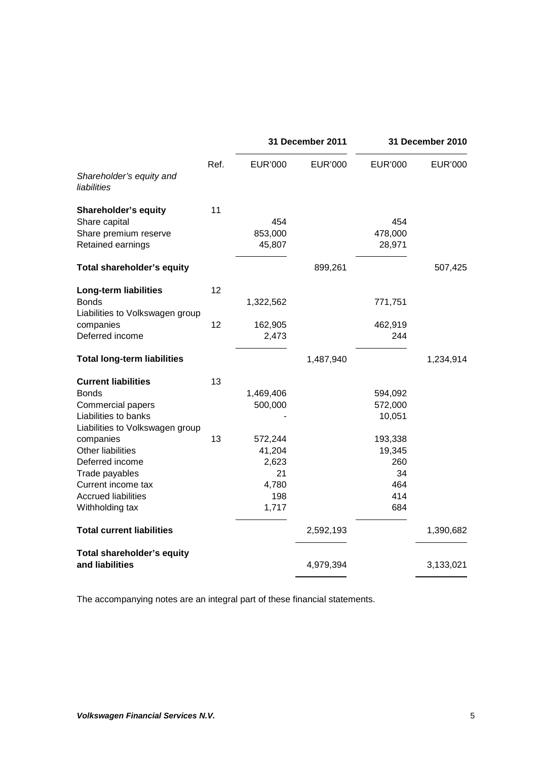| | Ref. | 31 December 2011 | | 31 December 2010 | |
|---|---|---|---|---|---|
| | | EUR'000 | EUR'000 | EUR'000 | EUR'000 |
| *Shareholder's equity and liabilities* | | | | | |
| **Shareholder's equity** | 11 | | | | |
| Share capital | | 454 | | 454 | |
| Share premium reserve | | 853,000 | | 478,000 | |
| Retained earnings | | 45,807 | | 28,971 | |
| **Total shareholder's equity** | | | 899,261 | | 507,425 |
| **Long-term liabilities** | 12 | | | | |
| Bonds | | 1,322,562 | | 771,751 | |
| Liabilities to Volkswagen group companies | 12 | 162,905 | | 462,919 | |
| Deferred income | | 2,473 | | 244 | |
| **Total long-term liabilities** | | | 1,487,940 | | 1,234,914 |
| **Current liabilities** | 13 | | | | |
| Bonds | | 1,469,406 | | 594,092 | |
| Commercial papers | | 500,000 | | 572,000 | |
| Liabilities to banks | | - | | 10,051 | |
| Liabilities to Volkswagen group companies | 13 | 572,244 | | 193,338 | |
| Other liabilities | | 41,204 | | 19,345 | |
| Deferred income | | 2,623 | | 260 | |
| Trade payables | | 21 | | 34 | |
| Current income tax | | 4,780 | | 464 | |
| Accrued liabilities | | 198 | | 414 | |
| Withholding tax | | 1,717 | | 684 | |
| **Total current liabilities** | | | 2,592,193 | | 1,390,682 |
| **Total shareholder's equity and liabilities** | | | 4,979,394 | | 3,133,021 |

The accompanying notes are an integral part of these financial statements.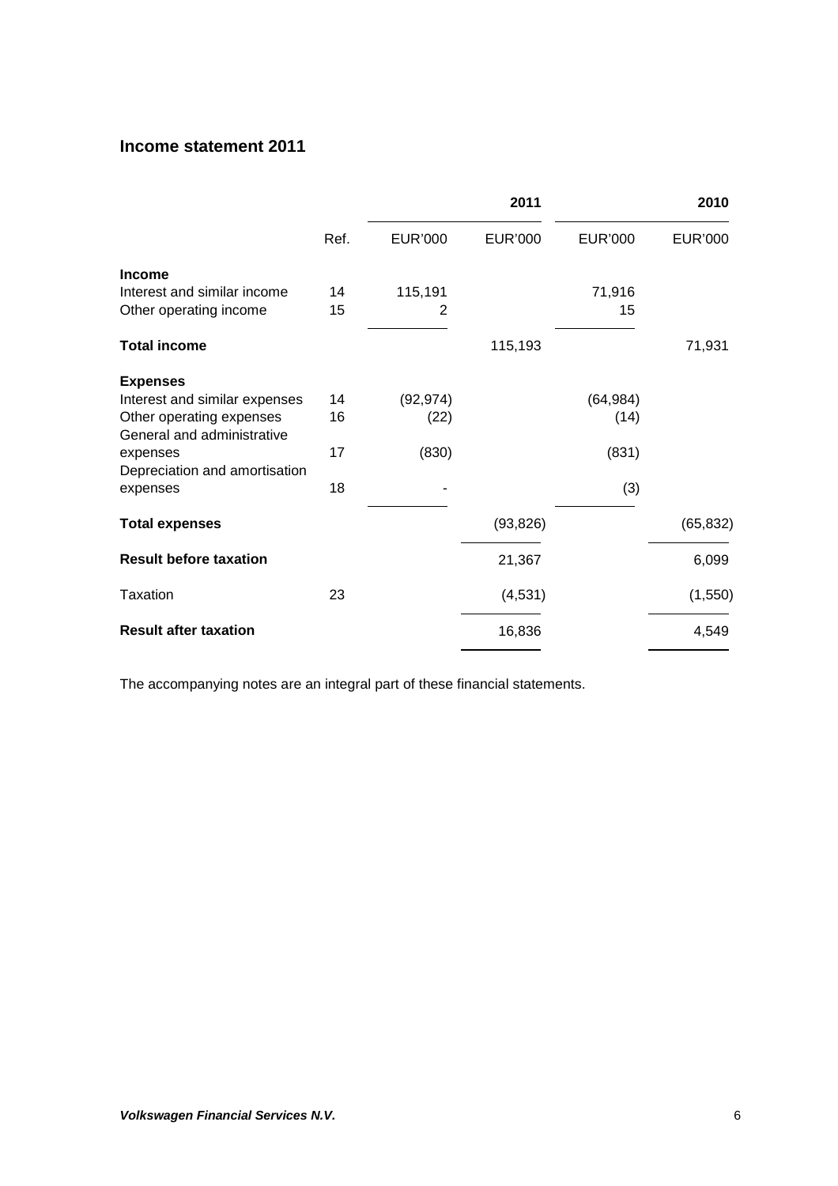## Income statement 2011

| | Ref. | 2011 EUR'000 | 2011 EUR'000 | 2010 EUR'000 | 2010 EUR'000 |
|---|---|---|---|---|---|
| **Income** | | | | | |
| Interest and similar income | 14 | 115,191 | | 71,916 | |
| Other operating income | 15 | 2 | | 15 | |
| **Total income** | | | 115,193 | | 71,931 |
| **Expenses** | | | | | |
| Interest and similar expenses | 14 | (92,974) | | (64,984) | |
| Other operating expenses | 16 | (22) | | (14) | |
| General and administrative expenses | 17 | (830) | | (831) | |
| Depreciation and amortisation expenses | 18 | - | | (3) | |
| **Total expenses** | | | (93,826) | | (65,832) |
| **Result before taxation** | | | 21,367 | | 6,099 |
| Taxation | 23 | | (4,531) | | (1,550) |
| **Result after taxation** | | | 16,836 | | 4,549 |

The accompanying notes are an integral part of these financial statements.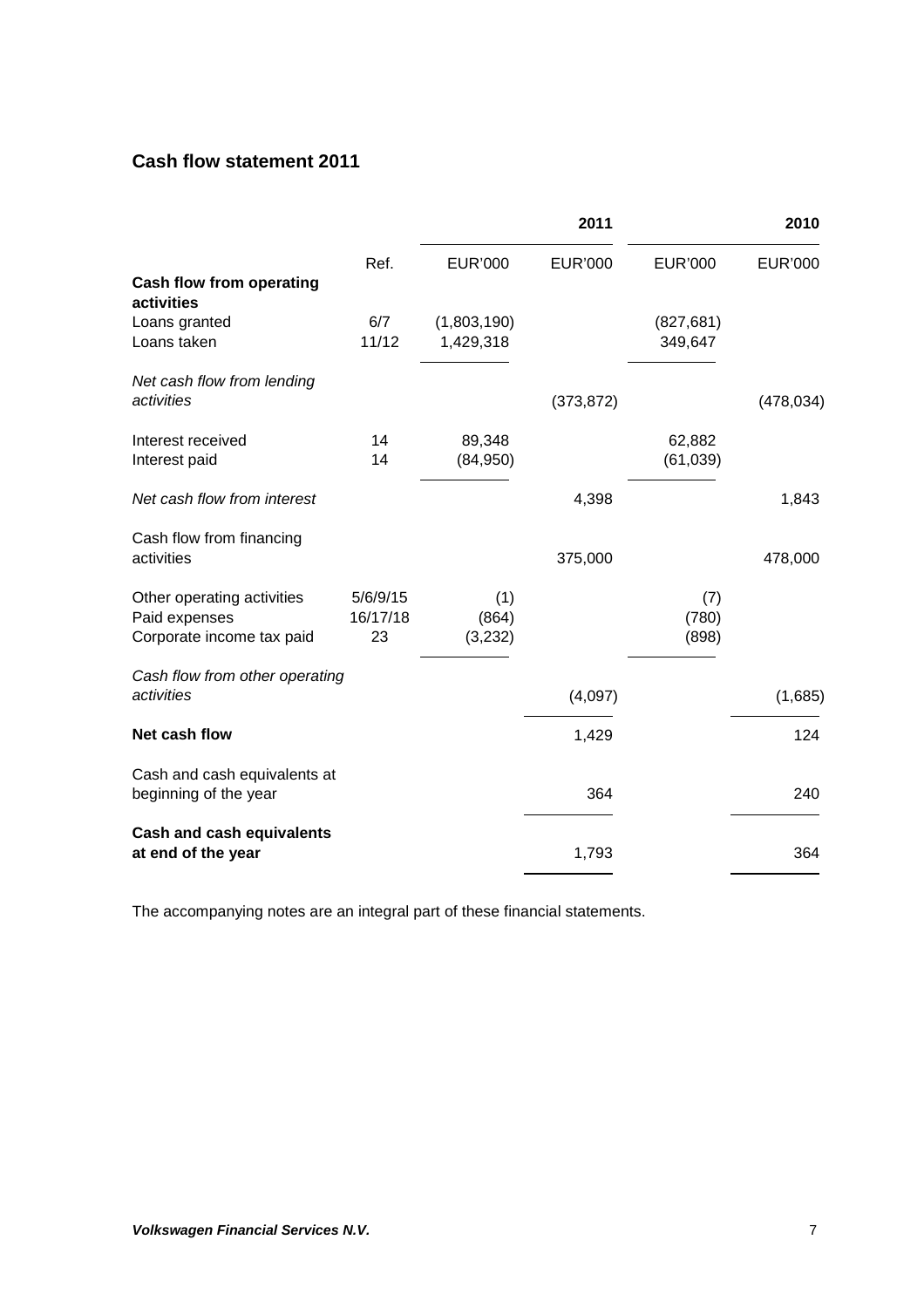## Cash flow statement 2011

| | Ref. | 2011 EUR'000 | 2011 EUR'000 | 2010 EUR'000 | 2010 EUR'000 |
|---|---|---|---|---|---|
| **Cash flow from operating activities** | | | | | |
| Loans granted | 6/7 | (1,803,190) | | (827,681) | |
| Loans taken | 11/12 | 1,429,318 | | 349,647 | |
| *Net cash flow from lending activities* | | | (373,872) | | (478,034) |
| Interest received | 14 | 89,348 | | 62,882 | |
| Interest paid | 14 | (84,950) | | (61,039) | |
| *Net cash flow from interest* | | | 4,398 | | 1,843 |
| Cash flow from financing activities | | | 375,000 | | 478,000 |
| Other operating activities | 5/6/9/15 | (1) | | (7) | |
| Paid expenses | 16/17/18 | (864) | | (780) | |
| Corporate income tax paid | 23 | (3,232) | | (898) | |
| *Cash flow from other operating activities* | | | (4,097) | | (1,685) |
| **Net cash flow** | | | 1,429 | | 124 |
| Cash and cash equivalents at beginning of the year | | | 364 | | 240 |
| **Cash and cash equivalents at end of the year** | | | 1,793 | | 364 |

The accompanying notes are an integral part of these financial statements.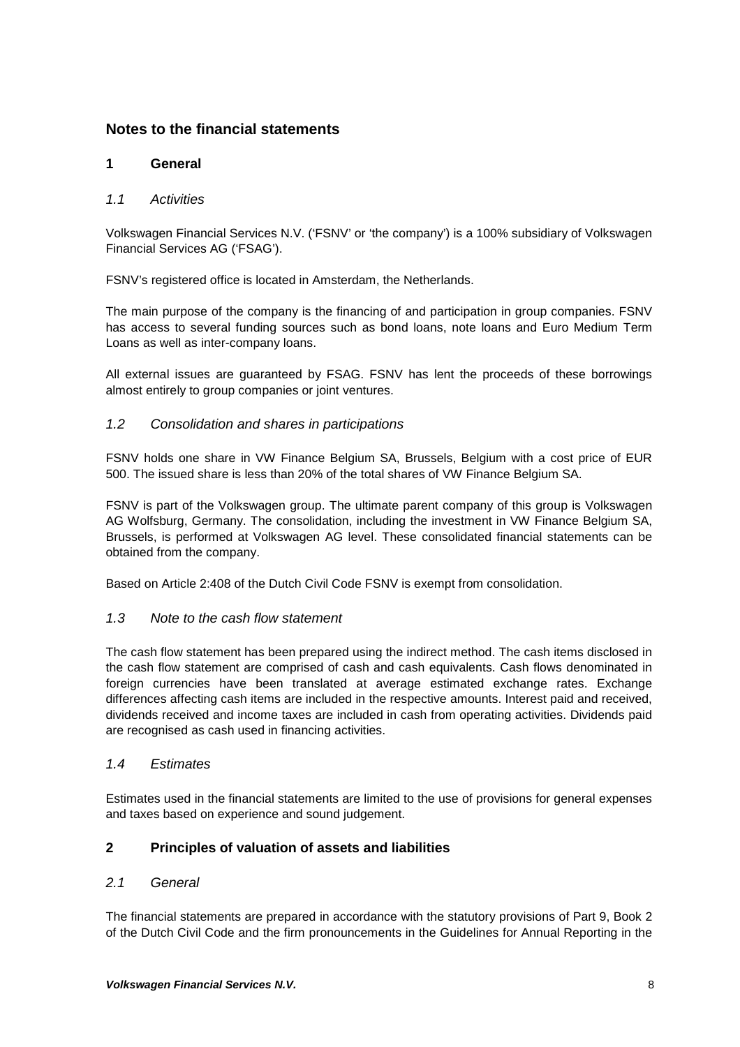## Notes to the financial statements

### 1 General

#### *1.1 Activities*

Volkswagen Financial Services N.V. ('FSNV' or 'the company') is a 100% subsidiary of Volkswagen Financial Services AG ('FSAG').

FSNV's registered office is located in Amsterdam, the Netherlands.

The main purpose of the company is the financing of and participation in group companies. FSNV has access to several funding sources such as bond loans, note loans and Euro Medium Term Loans as well as inter-company loans.

All external issues are guaranteed by FSAG. FSNV has lent the proceeds of these borrowings almost entirely to group companies or joint ventures.

#### *1.2 Consolidation and shares in participations*

FSNV holds one share in VW Finance Belgium SA, Brussels, Belgium with a cost price of EUR 500. The issued share is less than 20% of the total shares of VW Finance Belgium SA.

FSNV is part of the Volkswagen group. The ultimate parent company of this group is Volkswagen AG Wolfsburg, Germany. The consolidation, including the investment in VW Finance Belgium SA, Brussels, is performed at Volkswagen AG level. These consolidated financial statements can be obtained from the company.

Based on Article 2:408 of the Dutch Civil Code FSNV is exempt from consolidation.

#### *1.3 Note to the cash flow statement*

The cash flow statement has been prepared using the indirect method. The cash items disclosed in the cash flow statement are comprised of cash and cash equivalents. Cash flows denominated in foreign currencies have been translated at average estimated exchange rates. Exchange differences affecting cash items are included in the respective amounts. Interest paid and received, dividends received and income taxes are included in cash from operating activities. Dividends paid are recognised as cash used in financing activities.

#### *1.4 Estimates*

Estimates used in the financial statements are limited to the use of provisions for general expenses and taxes based on experience and sound judgement.

### 2 Principles of valuation of assets and liabilities

#### *2.1 General*

The financial statements are prepared in accordance with the statutory provisions of Part 9, Book 2 of the Dutch Civil Code and the firm pronouncements in the Guidelines for Annual Reporting in the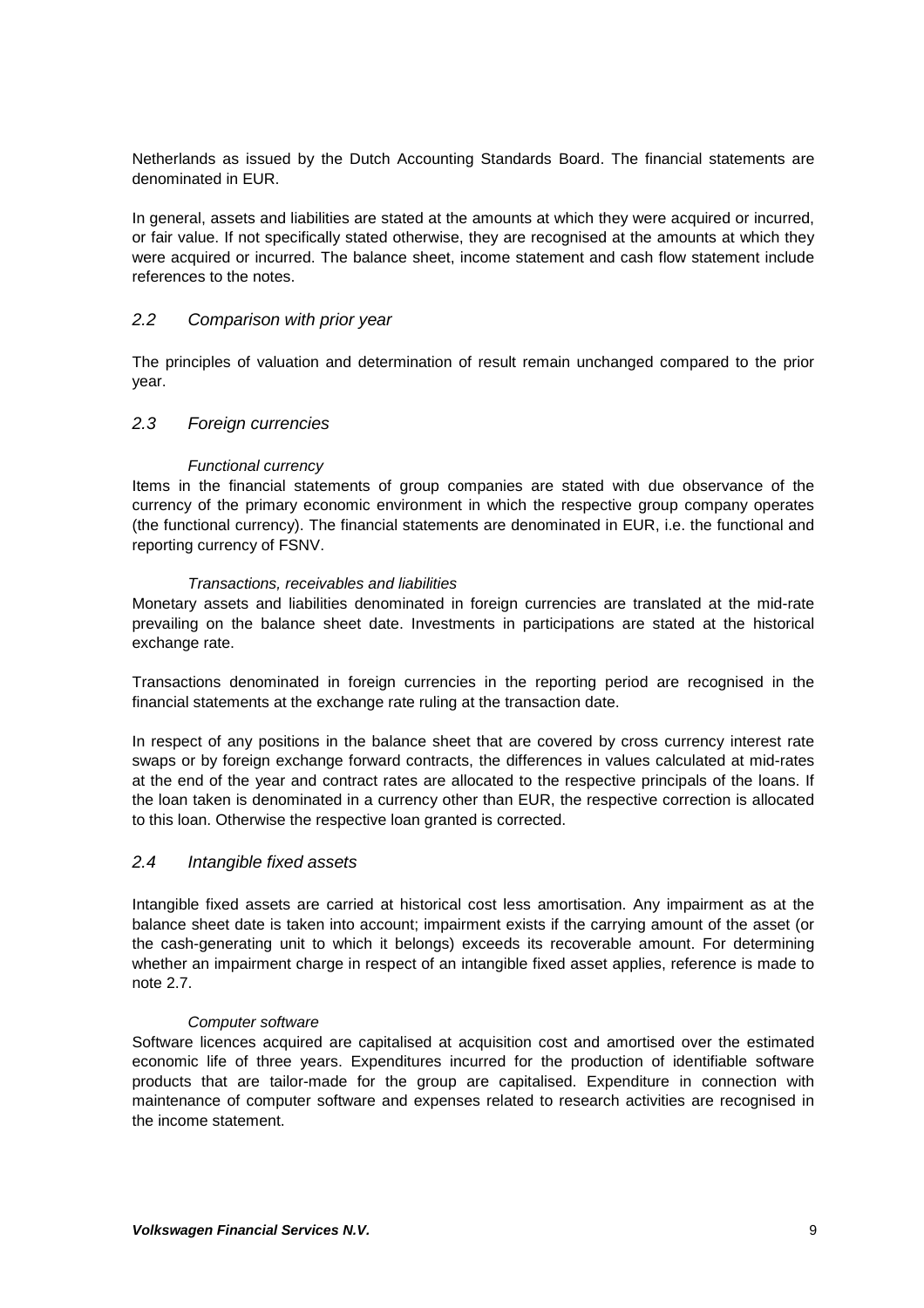Netherlands as issued by the Dutch Accounting Standards Board. The financial statements are denominated in EUR.

In general, assets and liabilities are stated at the amounts at which they were acquired or incurred, or fair value. If not specifically stated otherwise, they are recognised at the amounts at which they were acquired or incurred. The balance sheet, income statement and cash flow statement include references to the notes.

## *2.2 Comparison with prior year*

The principles of valuation and determination of result remain unchanged compared to the prior year.

## *2.3 Foreign currencies*

*Functional currency*

Items in the financial statements of group companies are stated with due observance of the currency of the primary economic environment in which the respective group company operates (the functional currency). The financial statements are denominated in EUR, i.e. the functional and reporting currency of FSNV.

*Transactions, receivables and liabilities*

Monetary assets and liabilities denominated in foreign currencies are translated at the mid-rate prevailing on the balance sheet date. Investments in participations are stated at the historical exchange rate.

Transactions denominated in foreign currencies in the reporting period are recognised in the financial statements at the exchange rate ruling at the transaction date.

In respect of any positions in the balance sheet that are covered by cross currency interest rate swaps or by foreign exchange forward contracts, the differences in values calculated at mid-rates at the end of the year and contract rates are allocated to the respective principals of the loans. If the loan taken is denominated in a currency other than EUR, the respective correction is allocated to this loan. Otherwise the respective loan granted is corrected.

## *2.4 Intangible fixed assets*

Intangible fixed assets are carried at historical cost less amortisation. Any impairment as at the balance sheet date is taken into account; impairment exists if the carrying amount of the asset (or the cash-generating unit to which it belongs) exceeds its recoverable amount. For determining whether an impairment charge in respect of an intangible fixed asset applies, reference is made to note 2.7.

*Computer software*

Software licences acquired are capitalised at acquisition cost and amortised over the estimated economic life of three years. Expenditures incurred for the production of identifiable software products that are tailor-made for the group are capitalised. Expenditure in connection with maintenance of computer software and expenses related to research activities are recognised in the income statement.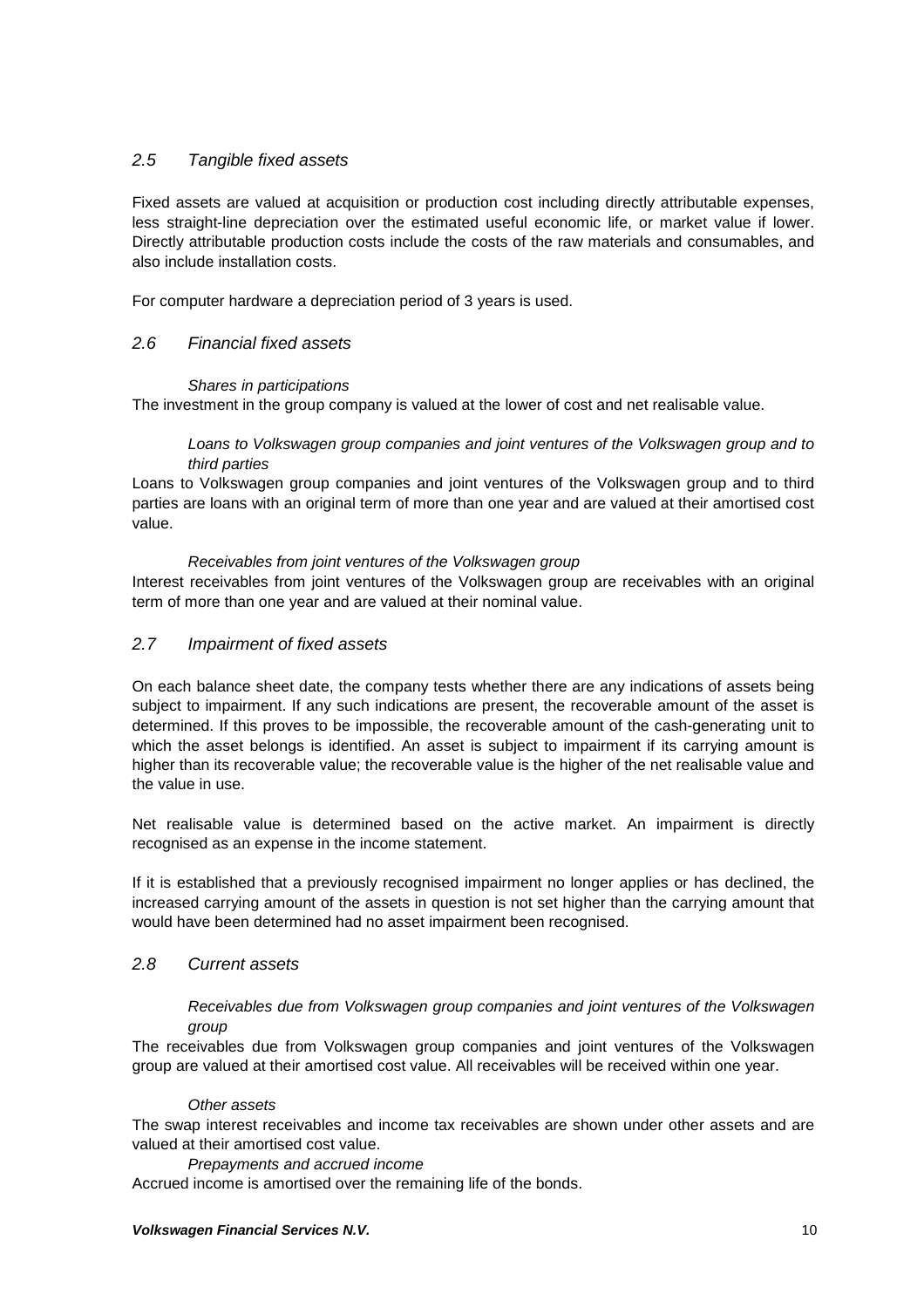### *2.5 Tangible fixed assets*

Fixed assets are valued at acquisition or production cost including directly attributable expenses, less straight-line depreciation over the estimated useful economic life, or market value if lower. Directly attributable production costs include the costs of the raw materials and consumables, and also include installation costs.

For computer hardware a depreciation period of 3 years is used.

### *2.6 Financial fixed assets*

*Shares in participations*

The investment in the group company is valued at the lower of cost and net realisable value.

*Loans to Volkswagen group companies and joint ventures of the Volkswagen group and to third parties*

Loans to Volkswagen group companies and joint ventures of the Volkswagen group and to third parties are loans with an original term of more than one year and are valued at their amortised cost value.

*Receivables from joint ventures of the Volkswagen group*

Interest receivables from joint ventures of the Volkswagen group are receivables with an original term of more than one year and are valued at their nominal value.

### *2.7 Impairment of fixed assets*

On each balance sheet date, the company tests whether there are any indications of assets being subject to impairment. If any such indications are present, the recoverable amount of the asset is determined. If this proves to be impossible, the recoverable amount of the cash-generating unit to which the asset belongs is identified. An asset is subject to impairment if its carrying amount is higher than its recoverable value; the recoverable value is the higher of the net realisable value and the value in use.

Net realisable value is determined based on the active market. An impairment is directly recognised as an expense in the income statement.

If it is established that a previously recognised impairment no longer applies or has declined, the increased carrying amount of the assets in question is not set higher than the carrying amount that would have been determined had no asset impairment been recognised.

### *2.8 Current assets*

*Receivables due from Volkswagen group companies and joint ventures of the Volkswagen group*

The receivables due from Volkswagen group companies and joint ventures of the Volkswagen group are valued at their amortised cost value. All receivables will be received within one year.

*Other assets*

The swap interest receivables and income tax receivables are shown under other assets and are valued at their amortised cost value.

*Prepayments and accrued income*

Accrued income is amortised over the remaining life of the bonds.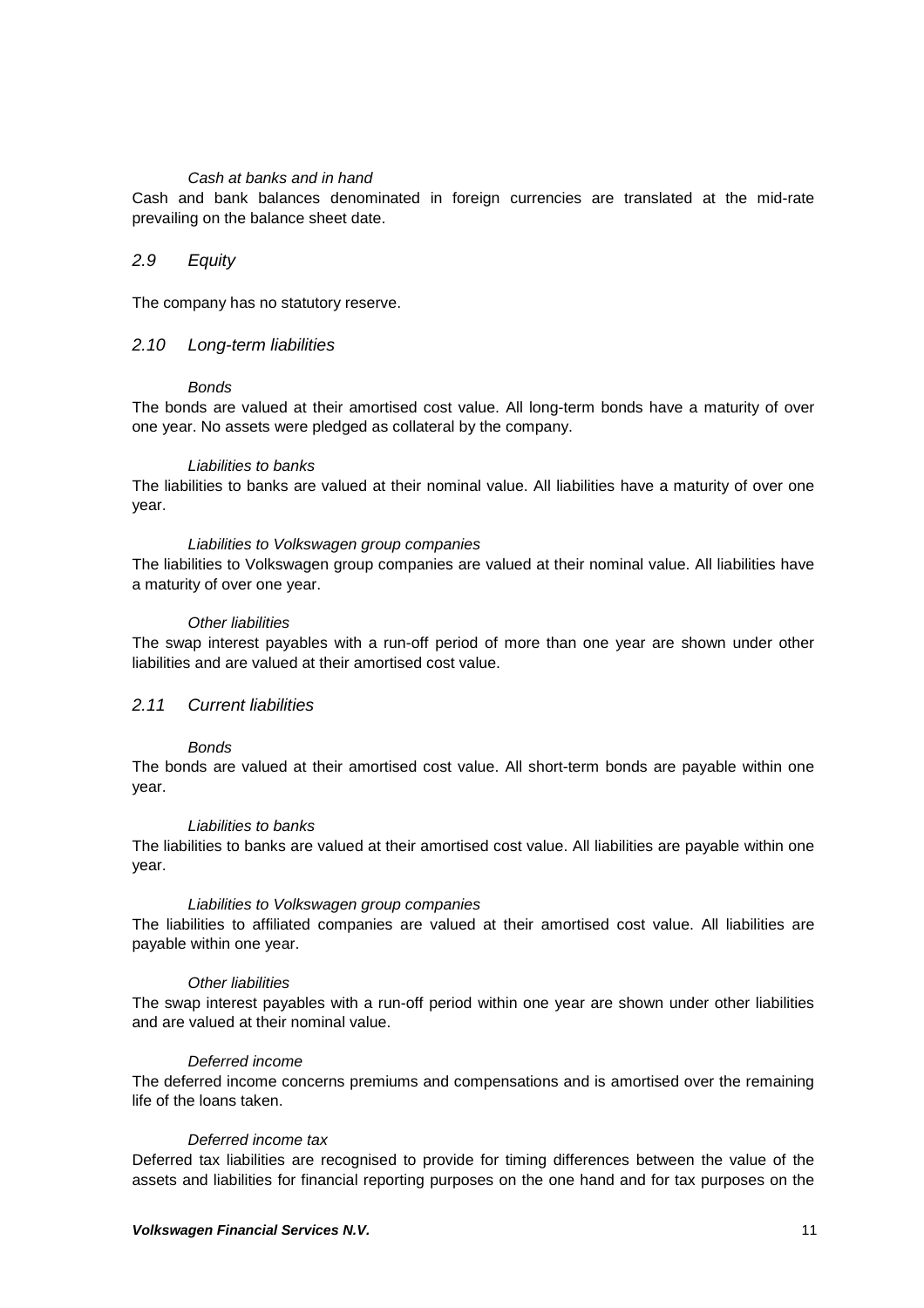*Cash at banks and in hand*

Cash and bank balances denominated in foreign currencies are translated at the mid-rate prevailing on the balance sheet date.

## *2.9 Equity*

The company has no statutory reserve.

## *2.10 Long-term liabilities*

*Bonds*

The bonds are valued at their amortised cost value. All long-term bonds have a maturity of over one year. No assets were pledged as collateral by the company.

*Liabilities to banks*

The liabilities to banks are valued at their nominal value. All liabilities have a maturity of over one year.

*Liabilities to Volkswagen group companies*

The liabilities to Volkswagen group companies are valued at their nominal value. All liabilities have a maturity of over one year.

*Other liabilities*

The swap interest payables with a run-off period of more than one year are shown under other liabilities and are valued at their amortised cost value.

## *2.11 Current liabilities*

*Bonds*

The bonds are valued at their amortised cost value. All short-term bonds are payable within one year.

*Liabilities to banks*

The liabilities to banks are valued at their amortised cost value. All liabilities are payable within one year.

*Liabilities to Volkswagen group companies*

The liabilities to affiliated companies are valued at their amortised cost value. All liabilities are payable within one year.

*Other liabilities*

The swap interest payables with a run-off period within one year are shown under other liabilities and are valued at their nominal value.

*Deferred income*

The deferred income concerns premiums and compensations and is amortised over the remaining life of the loans taken.

*Deferred income tax*

Deferred tax liabilities are recognised to provide for timing differences between the value of the assets and liabilities for financial reporting purposes on the one hand and for tax purposes on the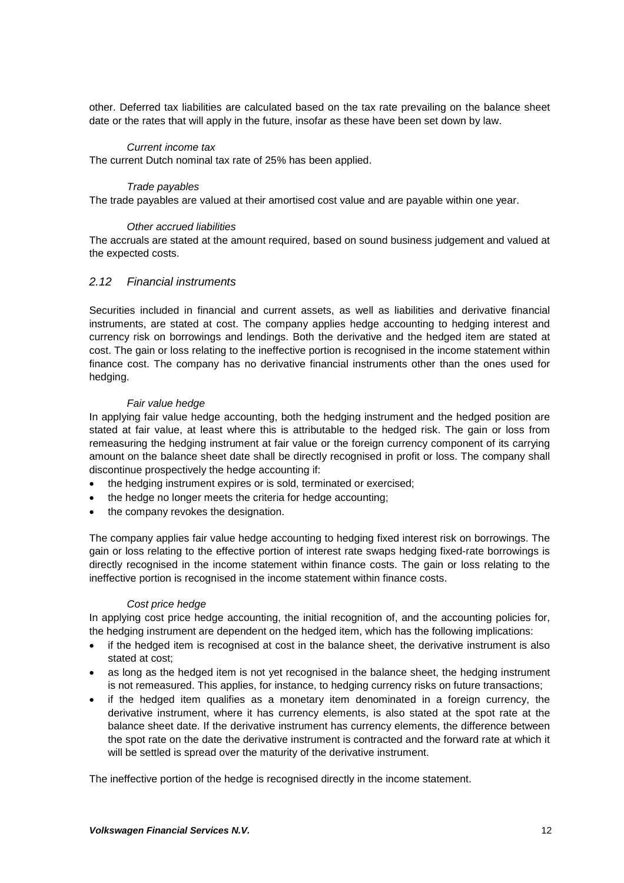other. Deferred tax liabilities are calculated based on the tax rate prevailing on the balance sheet date or the rates that will apply in the future, insofar as these have been set down by law.

*Current income tax*

The current Dutch nominal tax rate of 25% has been applied.

*Trade payables*

The trade payables are valued at their amortised cost value and are payable within one year.

*Other accrued liabilities*

The accruals are stated at the amount required, based on sound business judgement and valued at the expected costs.

## *2.12 Financial instruments*

Securities included in financial and current assets, as well as liabilities and derivative financial instruments, are stated at cost. The company applies hedge accounting to hedging interest and currency risk on borrowings and lendings. Both the derivative and the hedged item are stated at cost. The gain or loss relating to the ineffective portion is recognised in the income statement within finance cost. The company has no derivative financial instruments other than the ones used for hedging.

*Fair value hedge*

In applying fair value hedge accounting, both the hedging instrument and the hedged position are stated at fair value, at least where this is attributable to the hedged risk. The gain or loss from remeasuring the hedging instrument at fair value or the foreign currency component of its carrying amount on the balance sheet date shall be directly recognised in profit or loss. The company shall discontinue prospectively the hedge accounting if:

- the hedging instrument expires or is sold, terminated or exercised;
- the hedge no longer meets the criteria for hedge accounting;
- the company revokes the designation.

The company applies fair value hedge accounting to hedging fixed interest risk on borrowings. The gain or loss relating to the effective portion of interest rate swaps hedging fixed-rate borrowings is directly recognised in the income statement within finance costs. The gain or loss relating to the ineffective portion is recognised in the income statement within finance costs.

*Cost price hedge*

In applying cost price hedge accounting, the initial recognition of, and the accounting policies for, the hedging instrument are dependent on the hedged item, which has the following implications:

- if the hedged item is recognised at cost in the balance sheet, the derivative instrument is also stated at cost;
- as long as the hedged item is not yet recognised in the balance sheet, the hedging instrument is not remeasured. This applies, for instance, to hedging currency risks on future transactions;
- if the hedged item qualifies as a monetary item denominated in a foreign currency, the derivative instrument, where it has currency elements, is also stated at the spot rate at the balance sheet date. If the derivative instrument has currency elements, the difference between the spot rate on the date the derivative instrument is contracted and the forward rate at which it will be settled is spread over the maturity of the derivative instrument.

The ineffective portion of the hedge is recognised directly in the income statement.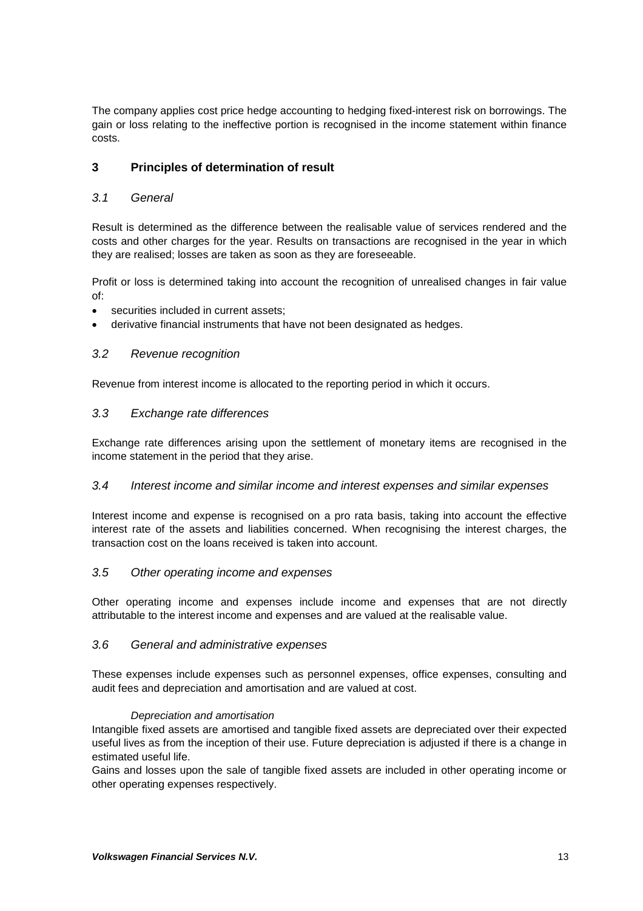The company applies cost price hedge accounting to hedging fixed-interest risk on borrowings. The gain or loss relating to the ineffective portion is recognised in the income statement within finance costs.

## 3 Principles of determination of result

### *3.1 General*

Result is determined as the difference between the realisable value of services rendered and the costs and other charges for the year. Results on transactions are recognised in the year in which they are realised; losses are taken as soon as they are foreseeable.

Profit or loss is determined taking into account the recognition of unrealised changes in fair value of:

- securities included in current assets;
- derivative financial instruments that have not been designated as hedges.

### *3.2 Revenue recognition*

Revenue from interest income is allocated to the reporting period in which it occurs.

### *3.3 Exchange rate differences*

Exchange rate differences arising upon the settlement of monetary items are recognised in the income statement in the period that they arise.

### *3.4 Interest income and similar income and interest expenses and similar expenses*

Interest income and expense is recognised on a pro rata basis, taking into account the effective interest rate of the assets and liabilities concerned. When recognising the interest charges, the transaction cost on the loans received is taken into account.

### *3.5 Other operating income and expenses*

Other operating income and expenses include income and expenses that are not directly attributable to the interest income and expenses and are valued at the realisable value.

### *3.6 General and administrative expenses*

These expenses include expenses such as personnel expenses, office expenses, consulting and audit fees and depreciation and amortisation and are valued at cost.

*Depreciation and amortisation*

Intangible fixed assets are amortised and tangible fixed assets are depreciated over their expected useful lives as from the inception of their use. Future depreciation is adjusted if there is a change in estimated useful life.

Gains and losses upon the sale of tangible fixed assets are included in other operating income or other operating expenses respectively.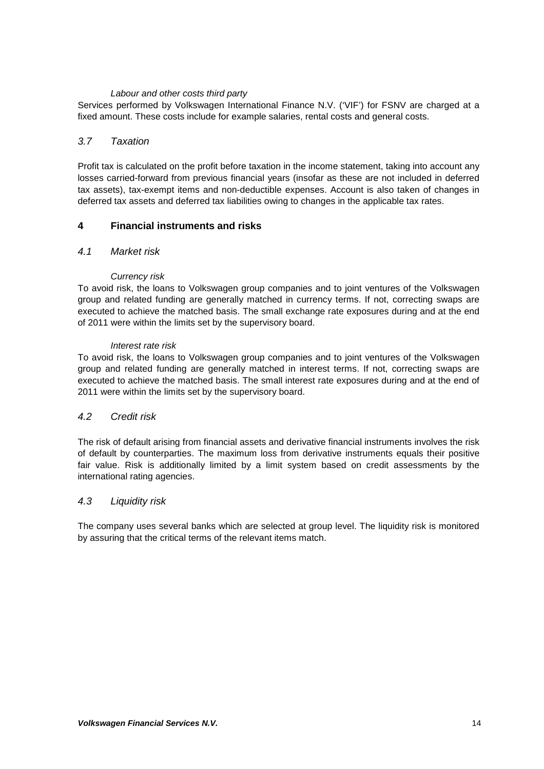*Labour and other costs third party*

Services performed by Volkswagen International Finance N.V. ('VIF') for FSNV are charged at a fixed amount. These costs include for example salaries, rental costs and general costs.

### *3.7 Taxation*

Profit tax is calculated on the profit before taxation in the income statement, taking into account any losses carried-forward from previous financial years (insofar as these are not included in deferred tax assets), tax-exempt items and non-deductible expenses. Account is also taken of changes in deferred tax assets and deferred tax liabilities owing to changes in the applicable tax rates.

## **4 Financial instruments and risks**

### *4.1 Market risk*

*Currency risk*

To avoid risk, the loans to Volkswagen group companies and to joint ventures of the Volkswagen group and related funding are generally matched in currency terms. If not, correcting swaps are executed to achieve the matched basis. The small exchange rate exposures during and at the end of 2011 were within the limits set by the supervisory board.

*Interest rate risk*

To avoid risk, the loans to Volkswagen group companies and to joint ventures of the Volkswagen group and related funding are generally matched in interest terms. If not, correcting swaps are executed to achieve the matched basis. The small interest rate exposures during and at the end of 2011 were within the limits set by the supervisory board.

### *4.2 Credit risk*

The risk of default arising from financial assets and derivative financial instruments involves the risk of default by counterparties. The maximum loss from derivative instruments equals their positive fair value. Risk is additionally limited by a limit system based on credit assessments by the international rating agencies.

### *4.3 Liquidity risk*

The company uses several banks which are selected at group level. The liquidity risk is monitored by assuring that the critical terms of the relevant items match.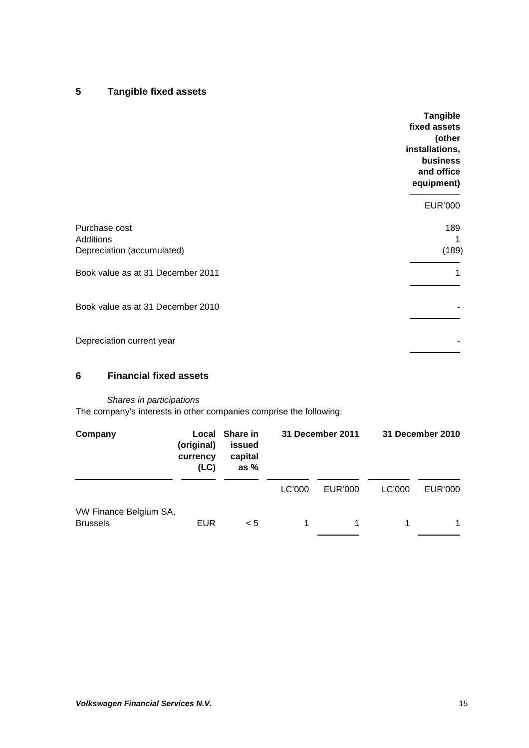## 5 Tangible fixed assets

| | Tangible fixed assets (other installations, business and office equipment) |
|---|---|
| | EUR'000 |
| Purchase cost | 189 |
| Additions | 1 |
| Depreciation (accumulated) | (189) |
| Book value as at 31 December 2011 | 1 |
| Book value as at 31 December 2010 | - |
| Depreciation current year | - |

## 6 Financial fixed assets

*Shares in participations*

The company's interests in other companies comprise the following:

| Company | Local (original) currency (LC) | Share in issued capital as % | 31 December 2011 | | 31 December 2010 | |
|---|---|---|---|---|---|---|
| | | | LC'000 | EUR'000 | LC'000 | EUR'000 |
| VW Finance Belgium SA, Brussels | EUR | < 5 | 1 | 1 | 1 | 1 |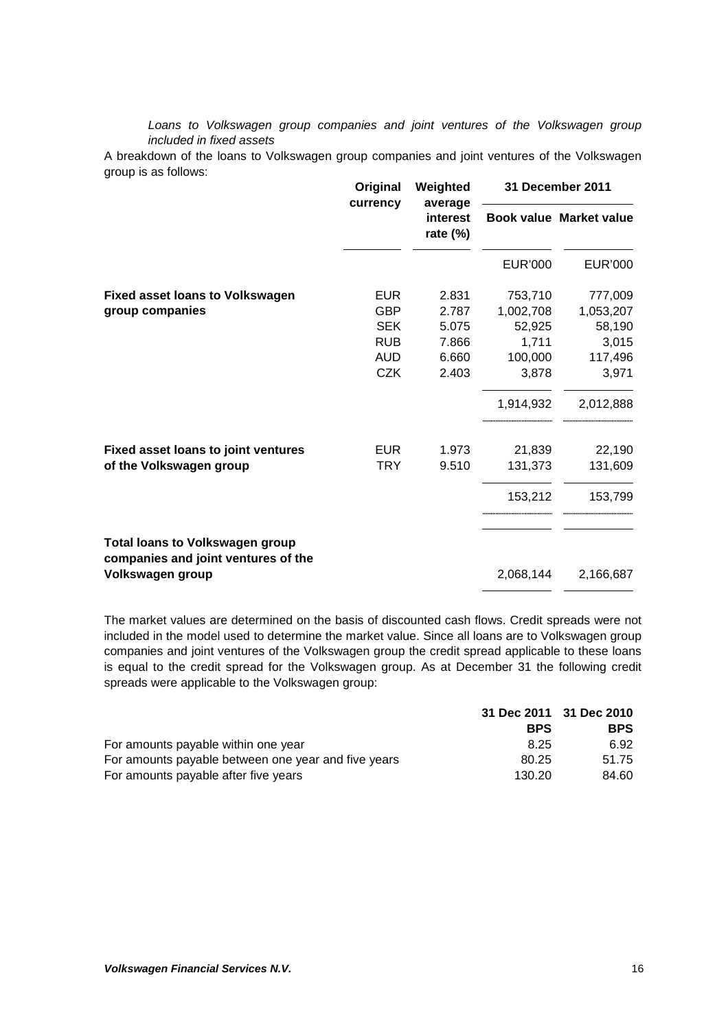*Loans to Volkswagen group companies and joint ventures of the Volkswagen group included in fixed assets*

A breakdown of the loans to Volkswagen group companies and joint ventures of the Volkswagen group is as follows:

| | Original currency | Weighted average interest rate (%) | 31 December 2011 | |
|---|---|---|---|---|
| | | | Book value | Market value |
| | | | EUR'000 | EUR'000 |
| **Fixed asset loans to Volkswagen group companies** | EUR | 2.831 | 753,710 | 777,009 |
| | GBP | 2.787 | 1,002,708 | 1,053,207 |
| | SEK | 5.075 | 52,925 | 58,190 |
| | RUB | 7.866 | 1,711 | 3,015 |
| | AUD | 6.660 | 100,000 | 117,496 |
| | CZK | 2.403 | 3,878 | 3,971 |
| | | | 1,914,932 | 2,012,888 |
| **Fixed asset loans to joint ventures of the Volkswagen group** | EUR | 1.973 | 21,839 | 22,190 |
| | TRY | 9.510 | 131,373 | 131,609 |
| | | | 153,212 | 153,799 |
| **Total loans to Volkswagen group companies and joint ventures of the Volkswagen group** | | | 2,068,144 | 2,166,687 |

The market values are determined on the basis of discounted cash flows. Credit spreads were not included in the model used to determine the market value. Since all loans are to Volkswagen group companies and joint ventures of the Volkswagen group the credit spread applicable to these loans is equal to the credit spread for the Volkswagen group. As at December 31 the following credit spreads were applicable to the Volkswagen group:

| | 31 Dec 2011 | 31 Dec 2010 |
|---|---|---|
| | **BPS** | **BPS** |
| For amounts payable within one year | 8.25 | 6.92 |
| For amounts payable between one year and five years | 80.25 | 51.75 |
| For amounts payable after five years | 130.20 | 84.60 |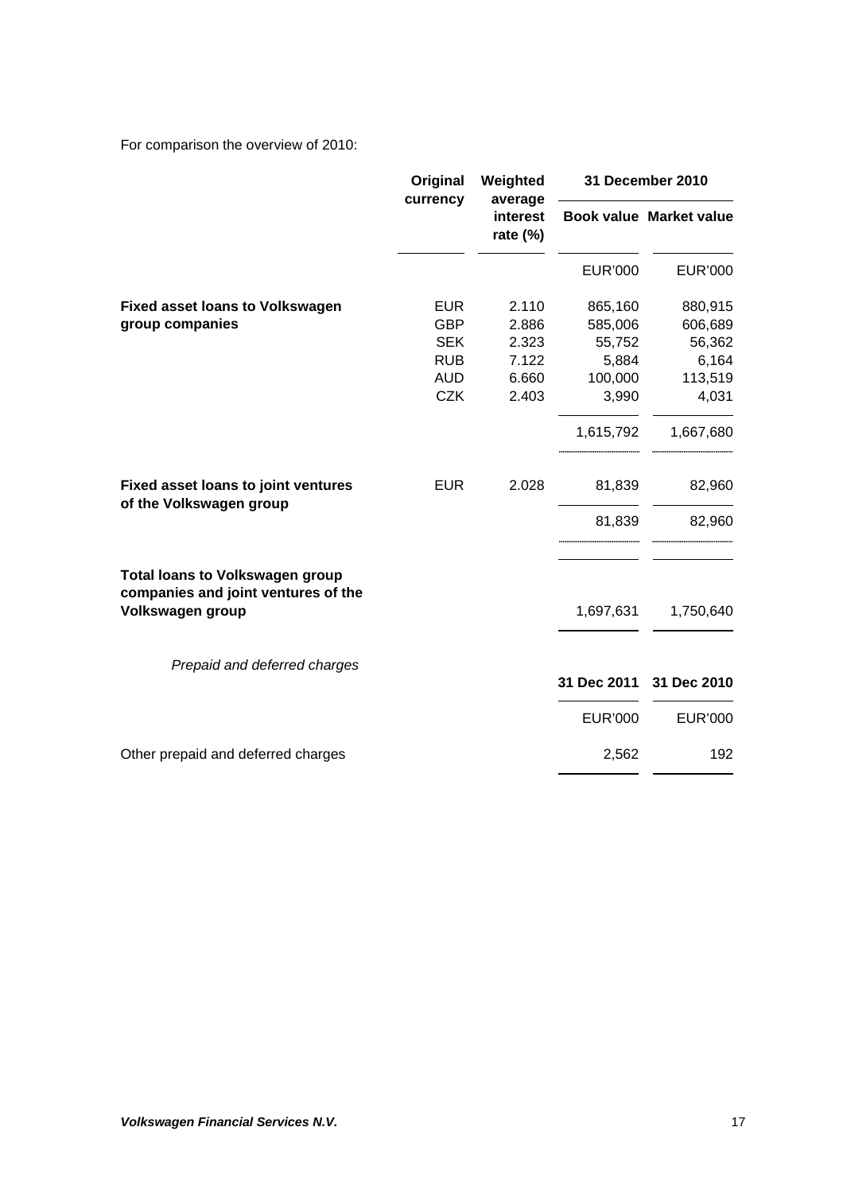For comparison the overview of 2010:

| | Original currency | Weighted average interest rate (%) | 31 December 2010 | |
|---|---|---|---|---|
| | | | Book value | Market value |
| | | | EUR'000 | EUR'000 |
| **Fixed asset loans to Volkswagen group companies** | EUR | 2.110 | 865,160 | 880,915 |
| | GBP | 2.886 | 585,006 | 606,689 |
| | SEK | 2.323 | 55,752 | 56,362 |
| | RUB | 7.122 | 5,884 | 6,164 |
| | AUD | 6.660 | 100,000 | 113,519 |
| | CZK | 2.403 | 3,990 | 4,031 |
| | | | 1,615,792 | 1,667,680 |
| **Fixed asset loans to joint ventures of the Volkswagen group** | EUR | 2.028 | 81,839 | 82,960 |
| | | | 81,839 | 82,960 |
| **Total loans to Volkswagen group companies and joint ventures of the Volkswagen group** | | | 1,697,631 | 1,750,640 |

*Prepaid and deferred charges*

| | 31 Dec 2011 | 31 Dec 2010 |
|---|---|---|
| | EUR'000 | EUR'000 |
| Other prepaid and deferred charges | 2,562 | 192 |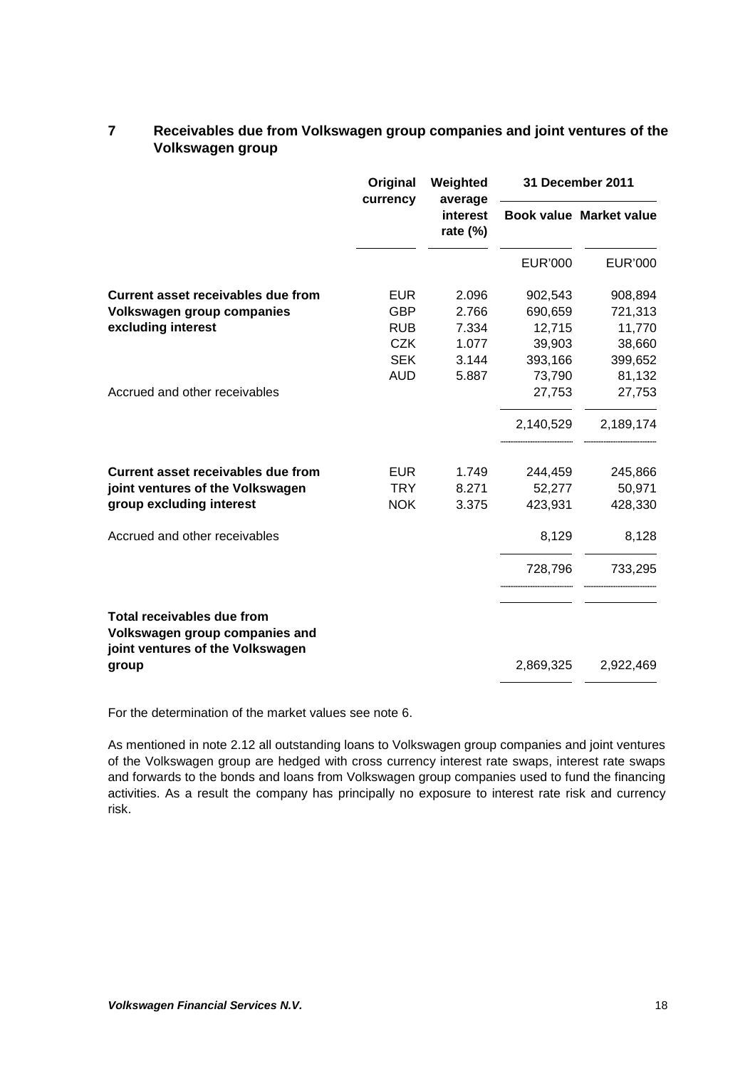## 7 Receivables due from Volkswagen group companies and joint ventures of the Volkswagen group

| | Original currency | Weighted average interest rate (%) | 31 December 2011 | |
|---|---|---|---|---|
| | | | Book value | Market value |
| | | | EUR'000 | EUR'000 |
| **Current asset receivables due from Volkswagen group companies excluding interest** | EUR | 2.096 | 902,543 | 908,894 |
| | GBP | 2.766 | 690,659 | 721,313 |
| | RUB | 7.334 | 12,715 | 11,770 |
| | CZK | 1.077 | 39,903 | 38,660 |
| | SEK | 3.144 | 393,166 | 399,652 |
| | AUD | 5.887 | 73,790 | 81,132 |
| Accrued and other receivables | | | 27,753 | 27,753 |
| | | | 2,140,529 | 2,189,174 |
| **Current asset receivables due from joint ventures of the Volkswagen group excluding interest** | EUR | 1.749 | 244,459 | 245,866 |
| | TRY | 8.271 | 52,277 | 50,971 |
| | NOK | 3.375 | 423,931 | 428,330 |
| Accrued and other receivables | | | 8,129 | 8,128 |
| | | | 728,796 | 733,295 |
| **Total receivables due from Volkswagen group companies and joint ventures of the Volkswagen group** | | | 2,869,325 | 2,922,469 |

For the determination of the market values see note 6.

As mentioned in note 2.12 all outstanding loans to Volkswagen group companies and joint ventures of the Volkswagen group are hedged with cross currency interest rate swaps, interest rate swaps and forwards to the bonds and loans from Volkswagen group companies used to fund the financing activities. As a result the company has principally no exposure to interest rate risk and currency risk.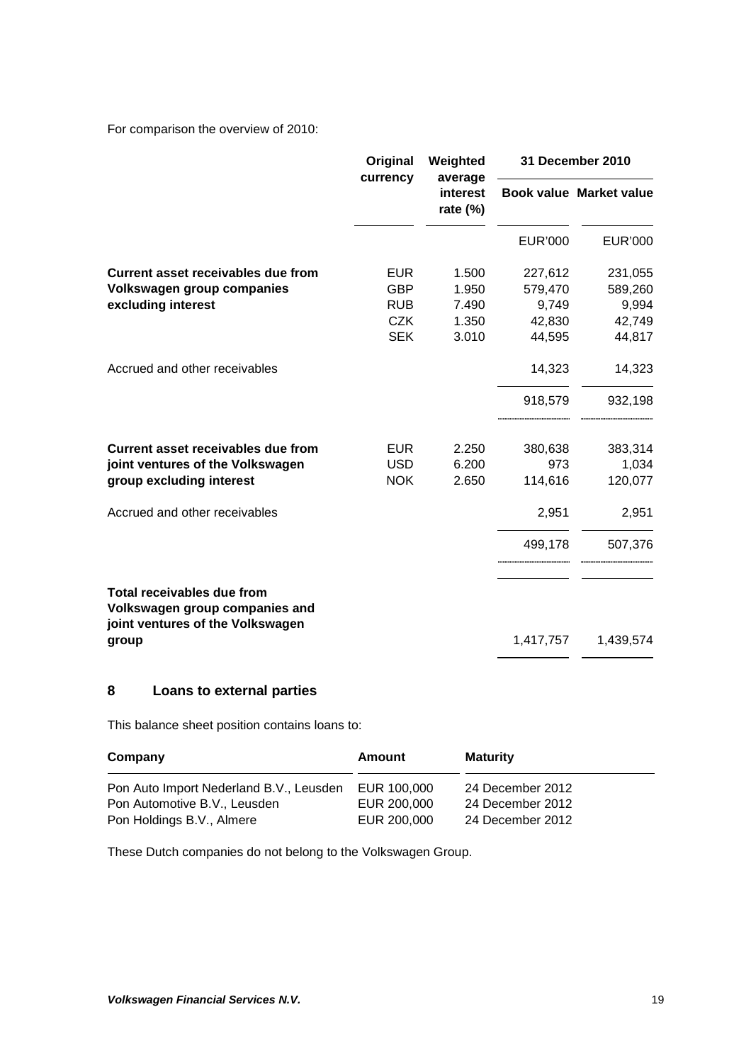For comparison the overview of 2010:

| | Original currency | Weighted average interest rate (%) | 31 December 2010 | |
|---|---|---|---|---|
| | | | Book value | Market value |
| | | | EUR'000 | EUR'000 |
| **Current asset receivables due from Volkswagen group companies excluding interest** | EUR | 1.500 | 227,612 | 231,055 |
| | GBP | 1.950 | 579,470 | 589,260 |
| | RUB | 7.490 | 9,749 | 9,994 |
| | CZK | 1.350 | 42,830 | 42,749 |
| | SEK | 3.010 | 44,595 | 44,817 |
| Accrued and other receivables | | | 14,323 | 14,323 |
| | | | 918,579 | 932,198 |
| **Current asset receivables due from joint ventures of the Volkswagen group excluding interest** | EUR | 2.250 | 380,638 | 383,314 |
| | USD | 6.200 | 973 | 1,034 |
| | NOK | 2.650 | 114,616 | 120,077 |
| Accrued and other receivables | | | 2,951 | 2,951 |
| | | | 499,178 | 507,376 |
| **Total receivables due from Volkswagen group companies and joint ventures of the Volkswagen group** | | | 1,417,757 | 1,439,574 |

## 8 Loans to external parties

This balance sheet position contains loans to:

| Company | Amount | Maturity |
|---|---|---|
| Pon Auto Import Nederland B.V., Leusden | EUR 100,000 | 24 December 2012 |
| Pon Automotive B.V., Leusden | EUR 200,000 | 24 December 2012 |
| Pon Holdings B.V., Almere | EUR 200,000 | 24 December 2012 |

These Dutch companies do not belong to the Volkswagen Group.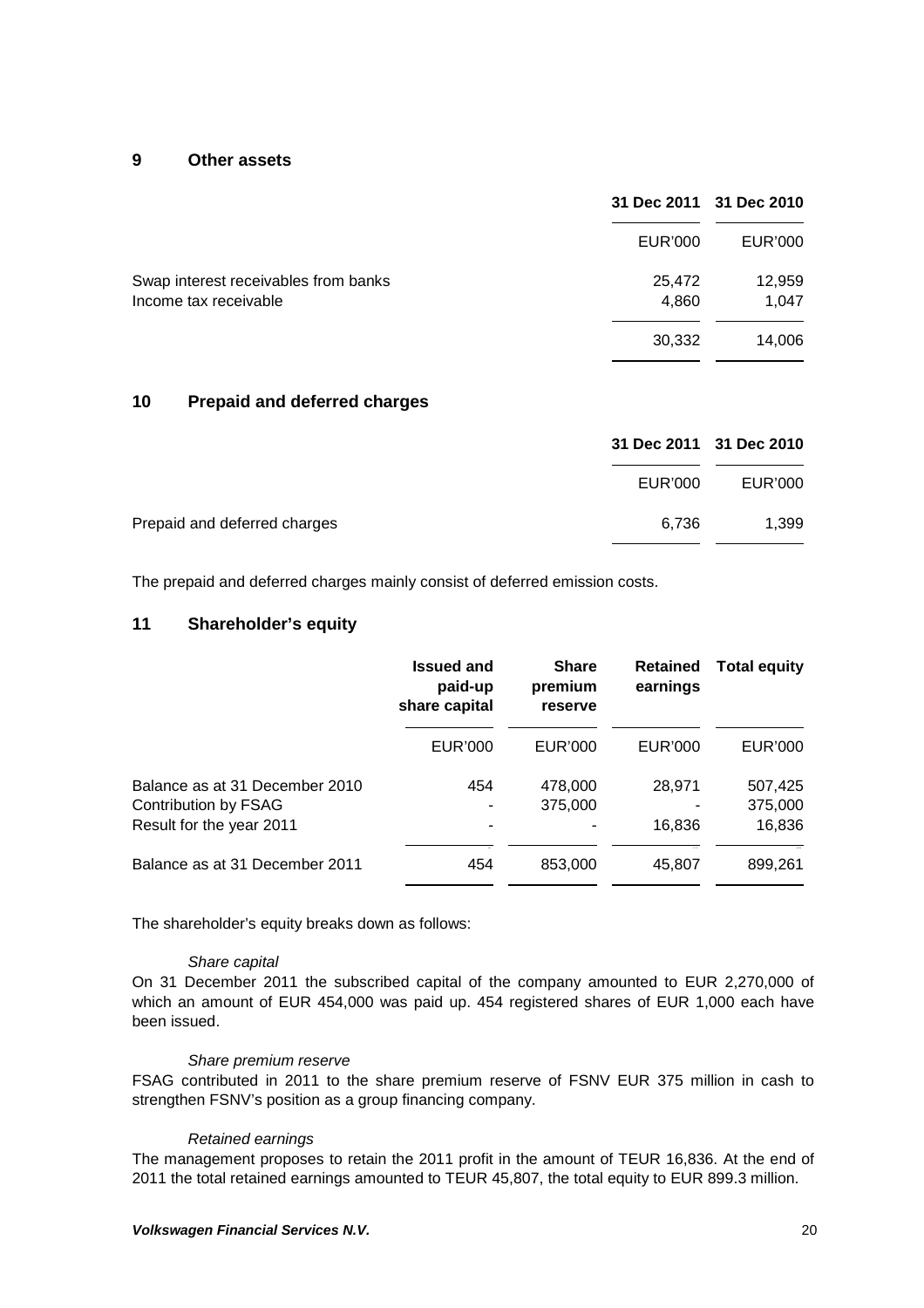## 9 Other assets

| | 31 Dec 2011 | 31 Dec 2010 |
|---|---|---|
| | EUR'000 | EUR'000 |
| Swap interest receivables from banks | 25,472 | 12,959 |
| Income tax receivable | 4,860 | 1,047 |
| | 30,332 | 14,006 |

## 10 Prepaid and deferred charges

| | 31 Dec 2011 | 31 Dec 2010 |
|---|---|---|
| | EUR'000 | EUR'000 |
| Prepaid and deferred charges | 6,736 | 1,399 |

The prepaid and deferred charges mainly consist of deferred emission costs.

## 11 Shareholder's equity

| | Issued and paid-up share capital | Share premium reserve | Retained earnings | Total equity |
|---|---|---|---|---|
| | EUR'000 | EUR'000 | EUR'000 | EUR'000 |
| Balance as at 31 December 2010 | 454 | 478,000 | 28,971 | 507,425 |
| Contribution by FSAG | - | 375,000 | - | 375,000 |
| Result for the year 2011 | - | - | 16,836 | 16,836 |
| Balance as at 31 December 2011 | 454 | 853,000 | 45,807 | 899,261 |

The shareholder's equity breaks down as follows:

*Share capital*

On 31 December 2011 the subscribed capital of the company amounted to EUR 2,270,000 of which an amount of EUR 454,000 was paid up. 454 registered shares of EUR 1,000 each have been issued.

*Share premium reserve*

FSAG contributed in 2011 to the share premium reserve of FSNV EUR 375 million in cash to strengthen FSNV's position as a group financing company.

*Retained earnings*

The management proposes to retain the 2011 profit in the amount of TEUR 16,836. At the end of 2011 the total retained earnings amounted to TEUR 45,807, the total equity to EUR 899.3 million.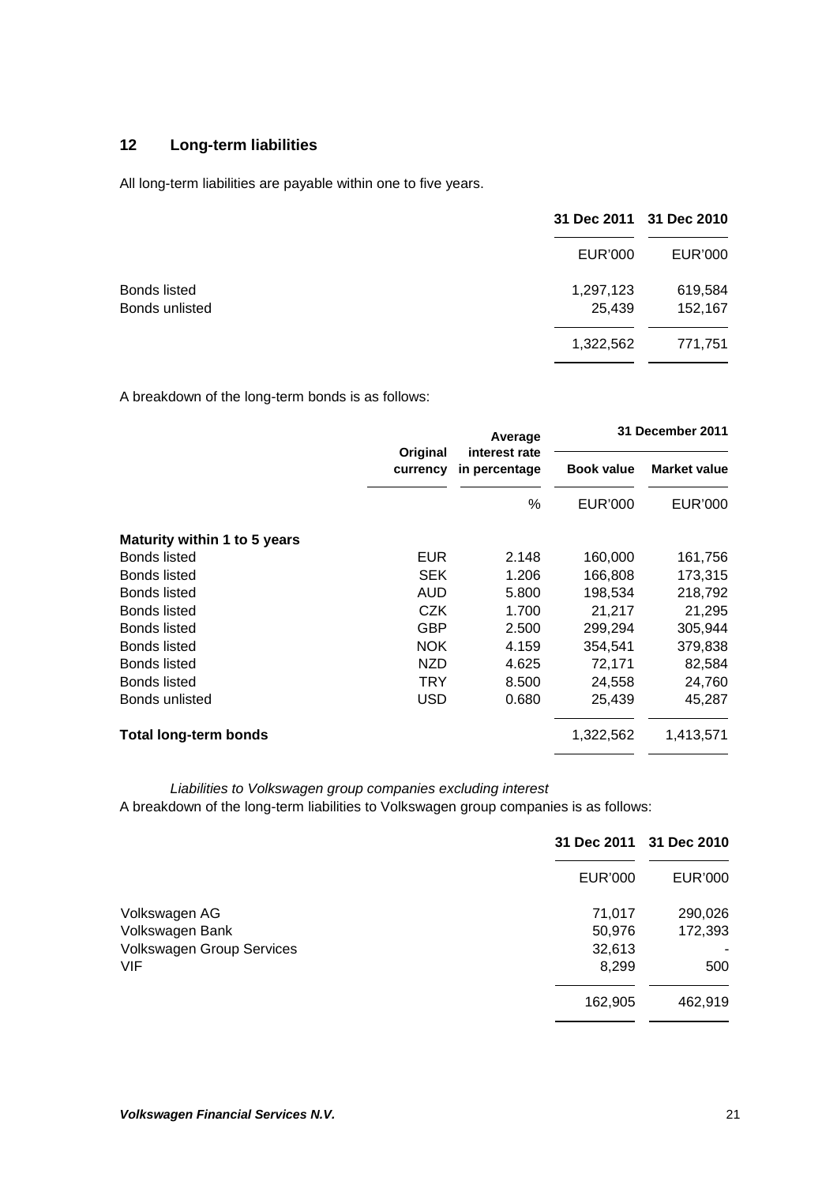## 12 Long-term liabilities

All long-term liabilities are payable within one to five years.

| | 31 Dec 2011 | 31 Dec 2010 |
|---|---|---|
| | EUR'000 | EUR'000 |
| Bonds listed | 1,297,123 | 619,584 |
| Bonds unlisted | 25,439 | 152,167 |
| | 1,322,562 | 771,751 |

A breakdown of the long-term bonds is as follows:

| | Original currency | Average interest rate in percentage | 31 December 2011 | |
|---|---|---|---|---|
| | | | Book value | Market value |
| | | % | EUR'000 | EUR'000 |
| **Maturity within 1 to 5 years** | | | | |
| Bonds listed | EUR | 2.148 | 160,000 | 161,756 |
| Bonds listed | SEK | 1.206 | 166,808 | 173,315 |
| Bonds listed | AUD | 5.800 | 198,534 | 218,792 |
| Bonds listed | CZK | 1.700 | 21,217 | 21,295 |
| Bonds listed | GBP | 2.500 | 299,294 | 305,944 |
| Bonds listed | NOK | 4.159 | 354,541 | 379,838 |
| Bonds listed | NZD | 4.625 | 72,171 | 82,584 |
| Bonds listed | TRY | 8.500 | 24,558 | 24,760 |
| Bonds unlisted | USD | 0.680 | 25,439 | 45,287 |
| **Total long-term bonds** | | | 1,322,562 | 1,413,571 |

*Liabilities to Volkswagen group companies excluding interest*

A breakdown of the long-term liabilities to Volkswagen group companies is as follows:

| | 31 Dec 2011 | 31 Dec 2010 |
|---|---|---|
| | EUR'000 | EUR'000 |
| Volkswagen AG | 71,017 | 290,026 |
| Volkswagen Bank | 50,976 | 172,393 |
| Volkswagen Group Services | 32,613 | - |
| VIF | 8,299 | 500 |
| | 162,905 | 462,919 |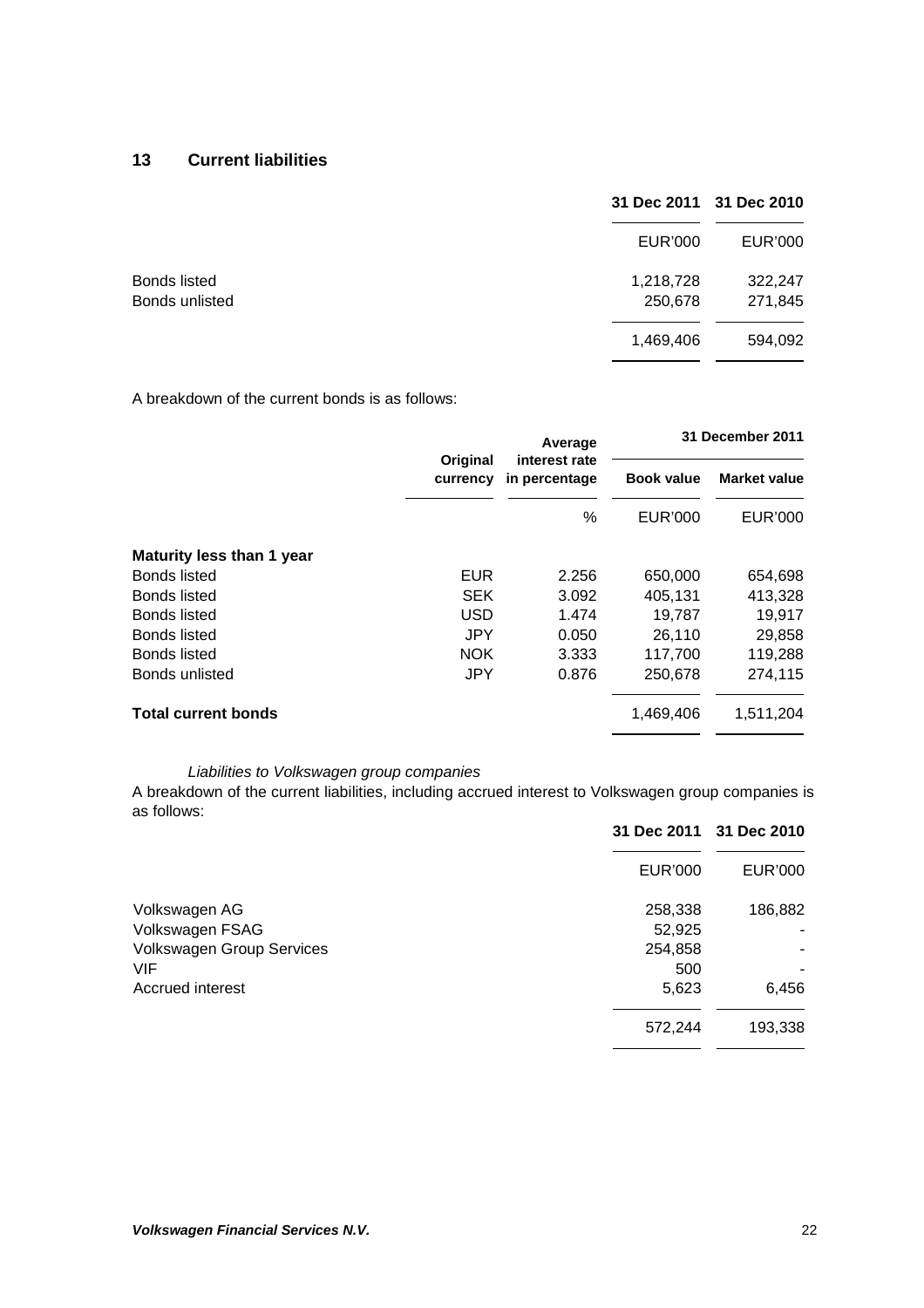## 13 Current liabilities

| | 31 Dec 2011 | 31 Dec 2010 |
|---|---|---|
| | EUR'000 | EUR'000 |
| Bonds listed | 1,218,728 | 322,247 |
| Bonds unlisted | 250,678 | 271,845 |
| | 1,469,406 | 594,092 |

A breakdown of the current bonds is as follows:

| | Original currency | Average interest rate in percentage | 31 December 2011 | |
|---|---|---|---|---|
| | | | Book value | Market value |
| | | % | EUR'000 | EUR'000 |
| **Maturity less than 1 year** | | | | |
| Bonds listed | EUR | 2.256 | 650,000 | 654,698 |
| Bonds listed | SEK | 3.092 | 405,131 | 413,328 |
| Bonds listed | USD | 1.474 | 19,787 | 19,917 |
| Bonds listed | JPY | 0.050 | 26,110 | 29,858 |
| Bonds listed | NOK | 3.333 | 117,700 | 119,288 |
| Bonds unlisted | JPY | 0.876 | 250,678 | 274,115 |
| **Total current bonds** | | | 1,469,406 | 1,511,204 |

*Liabilities to Volkswagen group companies*

A breakdown of the current liabilities, including accrued interest to Volkswagen group companies is as follows:

| | 31 Dec 2011 | 31 Dec 2010 |
|---|---|---|
| | EUR'000 | EUR'000 |
| Volkswagen AG | 258,338 | 186,882 |
| Volkswagen FSAG | 52,925 | - |
| Volkswagen Group Services | 254,858 | - |
| VIF | 500 | - |
| Accrued interest | 5,623 | 6,456 |
| | 572,244 | 193,338 |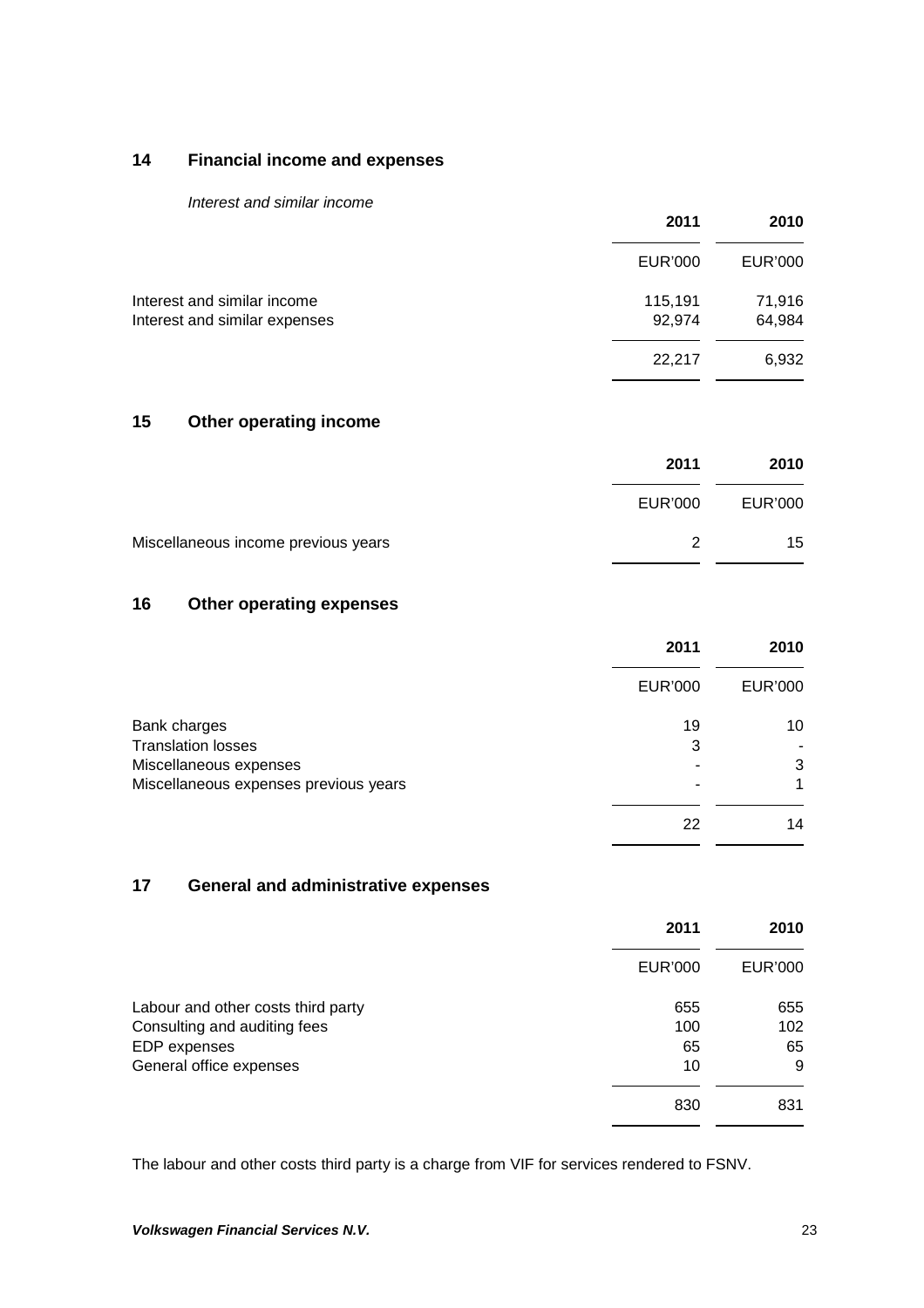## 14 Financial income and expenses

*Interest and similar income*

| | 2011 | 2010 |
|---|---|---|
| | EUR'000 | EUR'000 |
| Interest and similar income | 115,191 | 71,916 |
| Interest and similar expenses | 92,974 | 64,984 |
| | 22,217 | 6,932 |

## 15 Other operating income

| | 2011 | 2010 |
|---|---|---|
| | EUR'000 | EUR'000 |
| Miscellaneous income previous years | 2 | 15 |

## 16 Other operating expenses

| | 2011 | 2010 |
|---|---|---|
| | EUR'000 | EUR'000 |
| Bank charges | 19 | 10 |
| Translation losses | 3 | - |
| Miscellaneous expenses | - | 3 |
| Miscellaneous expenses previous years | - | 1 |
| | 22 | 14 |

## 17 General and administrative expenses

| | 2011 | 2010 |
|---|---|---|
| | EUR'000 | EUR'000 |
| Labour and other costs third party | 655 | 655 |
| Consulting and auditing fees | 100 | 102 |
| EDP expenses | 65 | 65 |
| General office expenses | 10 | 9 |
| | 830 | 831 |

The labour and other costs third party is a charge from VIF for services rendered to FSNV.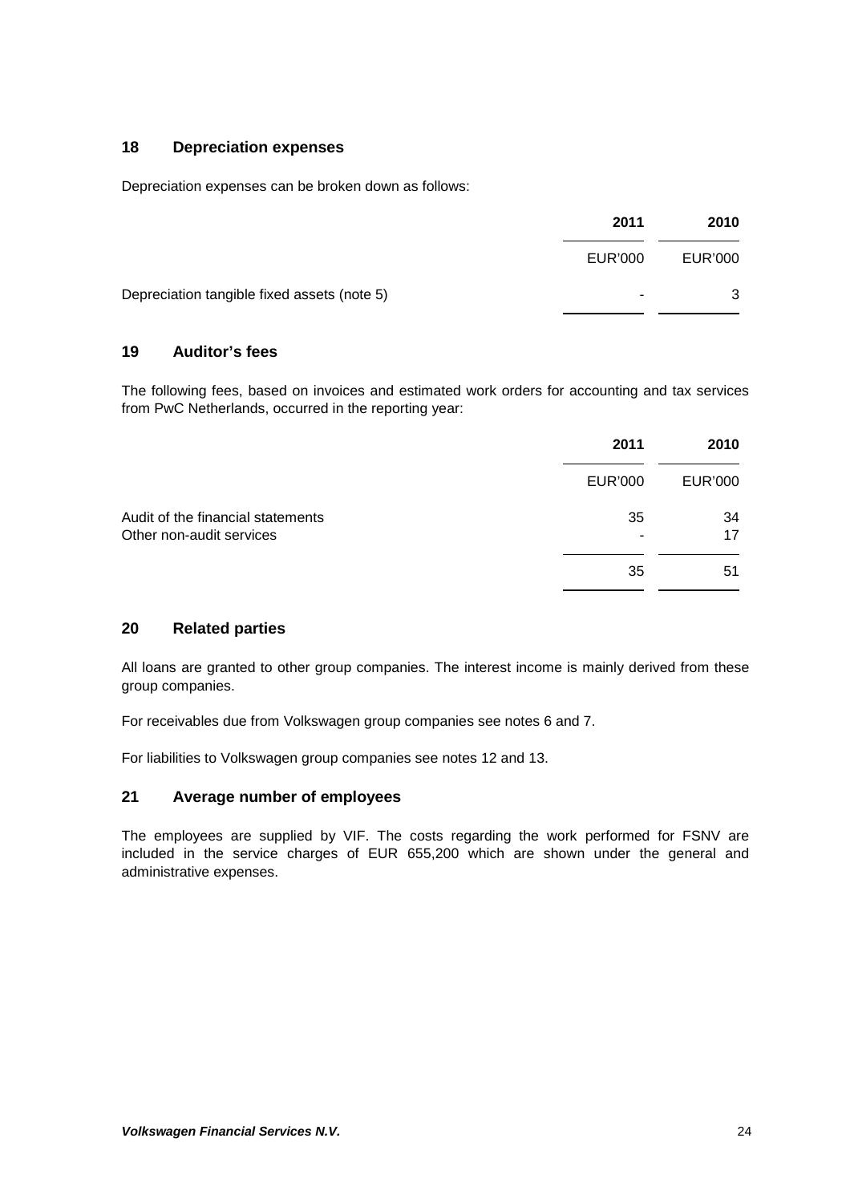## 18 Depreciation expenses

Depreciation expenses can be broken down as follows:

| | 2011 | 2010 |
|---|---|---|
| | EUR'000 | EUR'000 |
| Depreciation tangible fixed assets (note 5) | - | 3 |

## 19 Auditor's fees

The following fees, based on invoices and estimated work orders for accounting and tax services from PwC Netherlands, occurred in the reporting year:

| | 2011 | 2010 |
|---|---|---|
| | EUR'000 | EUR'000 |
| Audit of the financial statements | 35 | 34 |
| Other non-audit services | - | 17 |
| | 35 | 51 |

## 20 Related parties

All loans are granted to other group companies. The interest income is mainly derived from these group companies.

For receivables due from Volkswagen group companies see notes 6 and 7.

For liabilities to Volkswagen group companies see notes 12 and 13.

## 21 Average number of employees

The employees are supplied by VIF. The costs regarding the work performed for FSNV are included in the service charges of EUR 655,200 which are shown under the general and administrative expenses.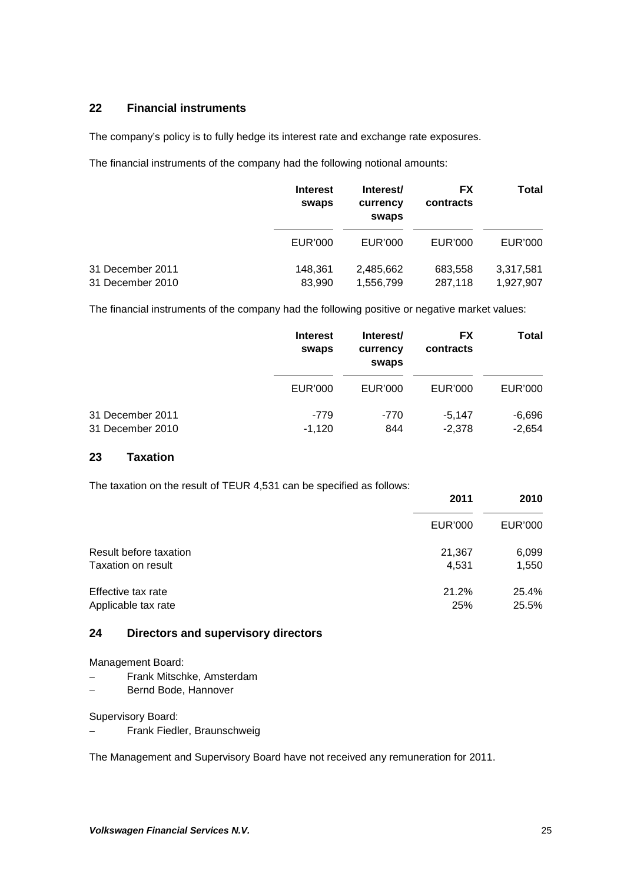## 22 Financial instruments

The company's policy is to fully hedge its interest rate and exchange rate exposures.

The financial instruments of the company had the following notional amounts:

| | Interest swaps | Interest/ currency swaps | FX contracts | Total |
|---|---|---|---|---|
| | EUR'000 | EUR'000 | EUR'000 | EUR'000 |
| 31 December 2011 | 148,361 | 2,485,662 | 683,558 | 3,317,581 |
| 31 December 2010 | 83,990 | 1,556,799 | 287,118 | 1,927,907 |

The financial instruments of the company had the following positive or negative market values:

| | Interest swaps | Interest/ currency swaps | FX contracts | Total |
|---|---|---|---|---|
| | EUR'000 | EUR'000 | EUR'000 | EUR'000 |
| 31 December 2011 | -779 | -770 | -5,147 | -6,696 |
| 31 December 2010 | -1,120 | 844 | -2,378 | -2,654 |

## 23 Taxation

The taxation on the result of TEUR 4,531 can be specified as follows:

| | 2011 | 2010 |
|---|---|---|
| | EUR'000 | EUR'000 |
| Result before taxation | 21,367 | 6,099 |
| Taxation on result | 4,531 | 1,550 |
| Effective tax rate | 21.2% | 25.4% |
| Applicable tax rate | 25% | 25.5% |

## 24 Directors and supervisory directors

Management Board:

- Frank Mitschke, Amsterdam
- Bernd Bode, Hannover

Supervisory Board:

- Frank Fiedler, Braunschweig

The Management and Supervisory Board have not received any remuneration for 2011.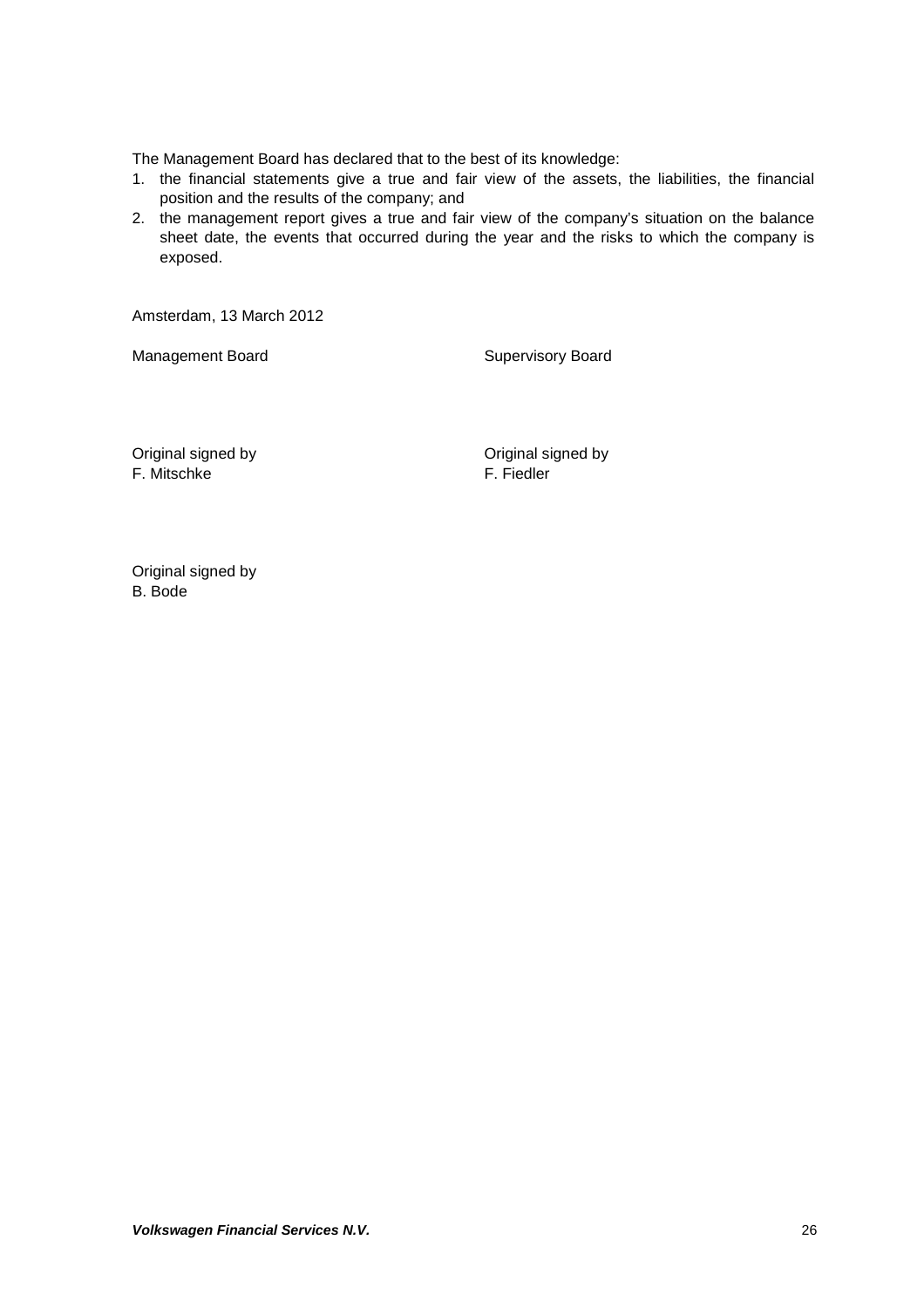The Management Board has declared that to the best of its knowledge:

1. the financial statements give a true and fair view of the assets, the liabilities, the financial position and the results of the company; and
2. the management report gives a true and fair view of the company's situation on the balance sheet date, the events that occurred during the year and the risks to which the company is exposed.

Amsterdam, 13 March 2012

| Management Board | Supervisory Board |
|---|---|
| Original signed by<br>F. Mitschke | Original signed by<br>F. Fiedler |
| Original signed by<br>B. Bode | |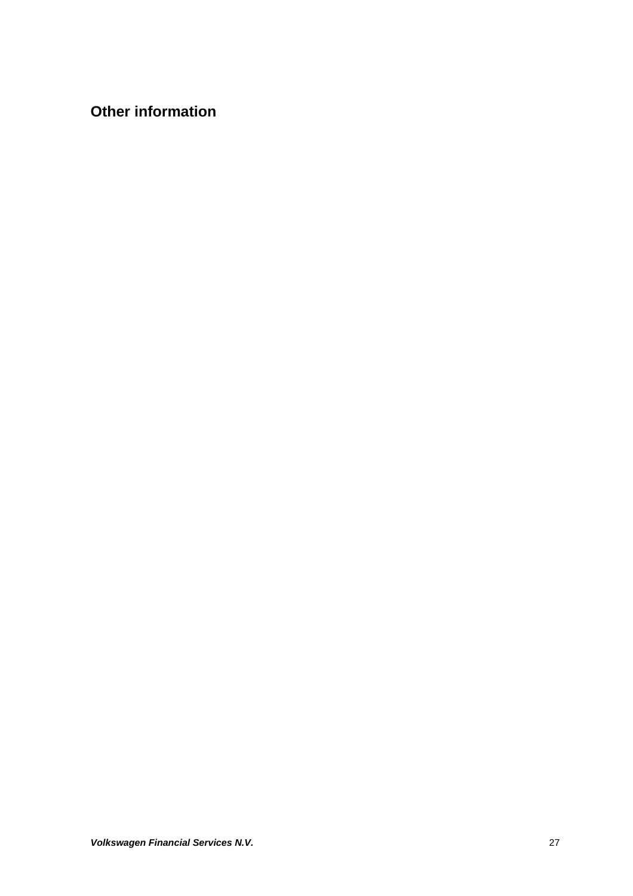## Other information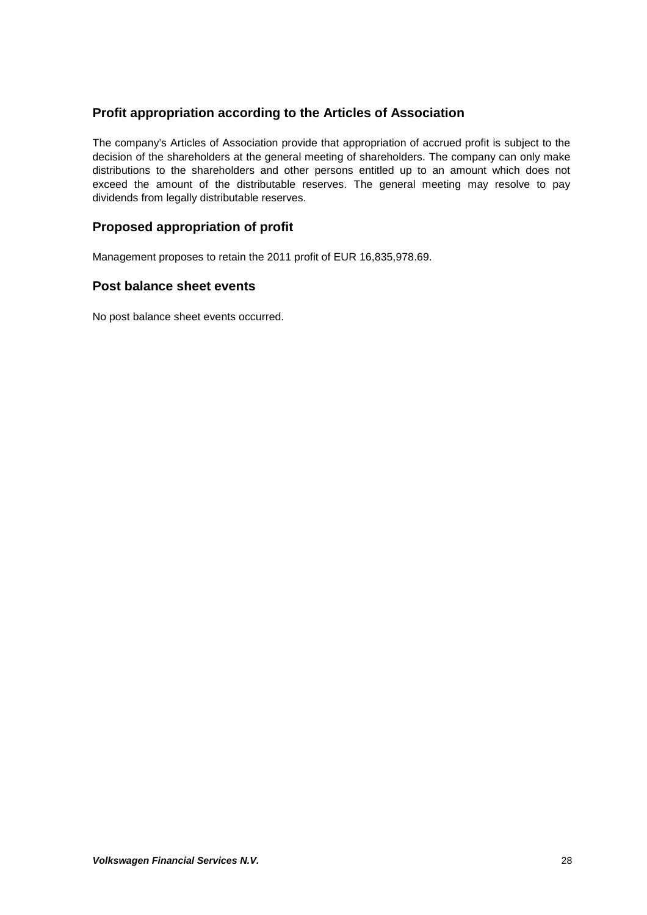## Profit appropriation according to the Articles of Association

The company's Articles of Association provide that appropriation of accrued profit is subject to the decision of the shareholders at the general meeting of shareholders. The company can only make distributions to the shareholders and other persons entitled up to an amount which does not exceed the amount of the distributable reserves. The general meeting may resolve to pay dividends from legally distributable reserves.

## Proposed appropriation of profit

Management proposes to retain the 2011 profit of EUR 16,835,978.69.

## Post balance sheet events

No post balance sheet events occurred.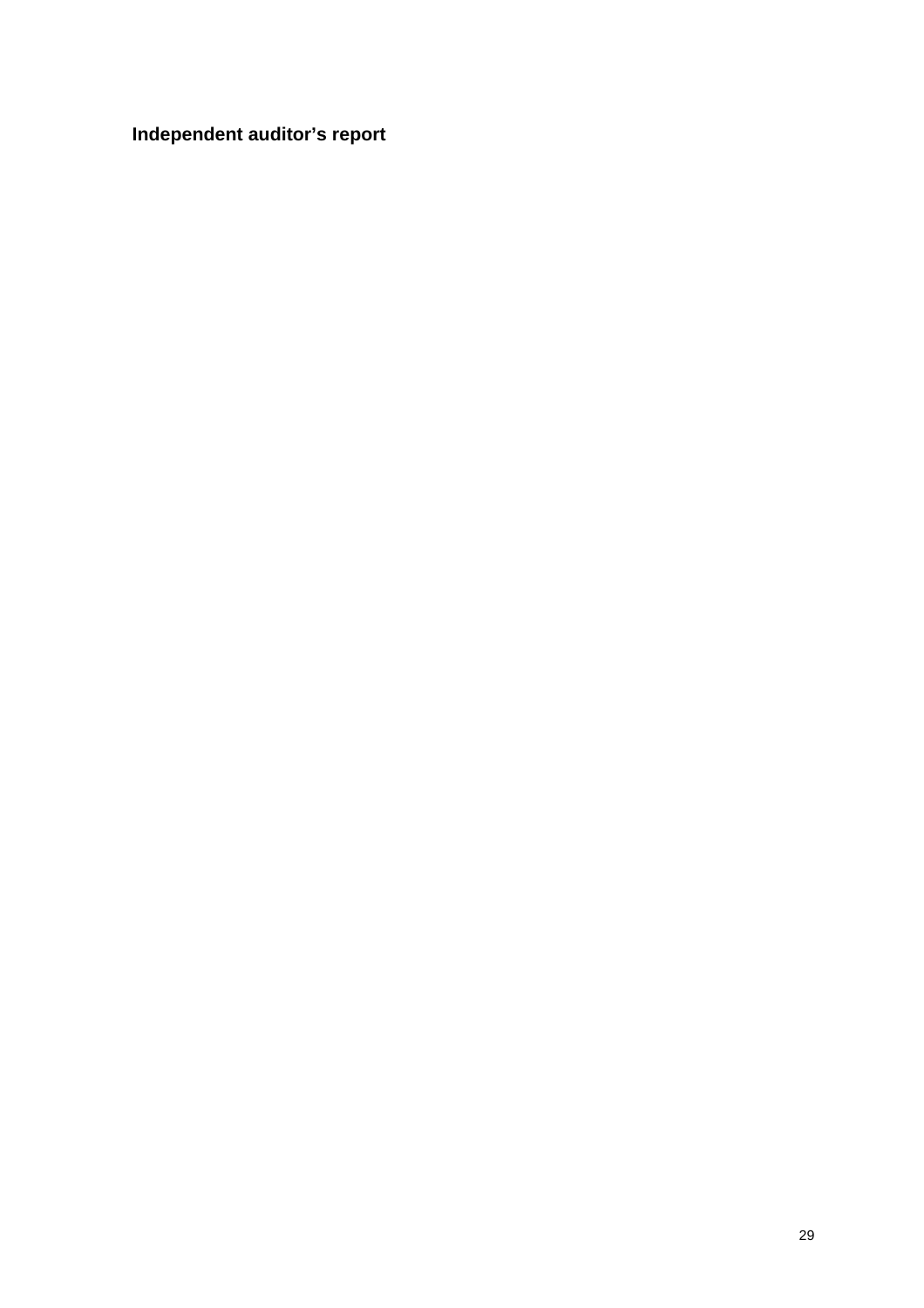## Independent auditor's report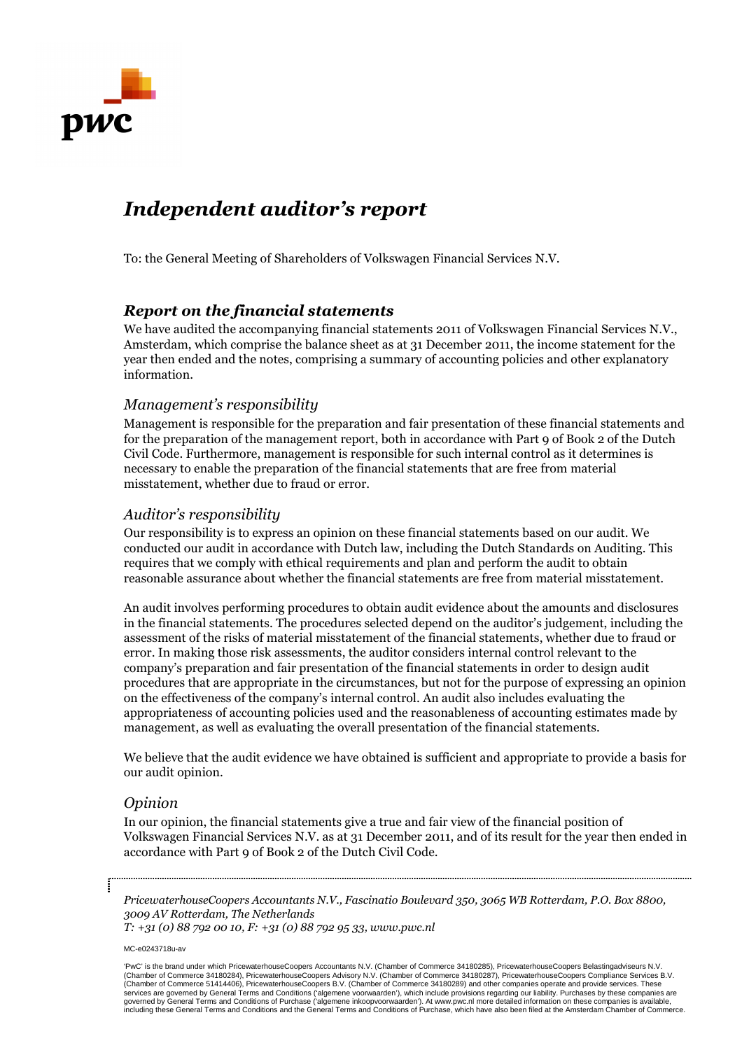# *Independent auditor's report*

To: the General Meeting of Shareholders of Volkswagen Financial Services N.V.

## *Report on the financial statements*

We have audited the accompanying financial statements 2011 of Volkswagen Financial Services N.V., Amsterdam, which comprise the balance sheet as at 31 December 2011, the income statement for the year then ended and the notes, comprising a summary of accounting policies and other explanatory information.

### *Management's responsibility*

Management is responsible for the preparation and fair presentation of these financial statements and for the preparation of the management report, both in accordance with Part 9 of Book 2 of the Dutch Civil Code. Furthermore, management is responsible for such internal control as it determines is necessary to enable the preparation of the financial statements that are free from material misstatement, whether due to fraud or error.

### *Auditor's responsibility*

Our responsibility is to express an opinion on these financial statements based on our audit. We conducted our audit in accordance with Dutch law, including the Dutch Standards on Auditing. This requires that we comply with ethical requirements and plan and perform the audit to obtain reasonable assurance about whether the financial statements are free from material misstatement.

An audit involves performing procedures to obtain audit evidence about the amounts and disclosures in the financial statements. The procedures selected depend on the auditor's judgement, including the assessment of the risks of material misstatement of the financial statements, whether due to fraud or error. In making those risk assessments, the auditor considers internal control relevant to the company's preparation and fair presentation of the financial statements in order to design audit procedures that are appropriate in the circumstances, but not for the purpose of expressing an opinion on the effectiveness of the company's internal control. An audit also includes evaluating the appropriateness of accounting policies used and the reasonableness of accounting estimates made by management, as well as evaluating the overall presentation of the financial statements.

We believe that the audit evidence we have obtained is sufficient and appropriate to provide a basis for our audit opinion.

### *Opinion*

In our opinion, the financial statements give a true and fair view of the financial position of Volkswagen Financial Services N.V. as at 31 December 2011, and of its result for the year then ended in accordance with Part 9 of Book 2 of the Dutch Civil Code.

---

*PricewaterhouseCoopers Accountants N.V., Fascinatio Boulevard 350, 3065 WB Rotterdam, P.O. Box 8800, 3009 AV Rotterdam, The Netherlands*
*T: +31 (0) 88 792 00 10, F: +31 (0) 88 792 95 33, www.pwc.nl*

MC-e0243718u-av

'PwC' is the brand under which PricewaterhouseCoopers Accountants N.V. (Chamber of Commerce 34180285), PricewaterhouseCoopers Belastingadviseurs N.V. (Chamber of Commerce 34180284), PricewaterhouseCoopers Advisory N.V. (Chamber of Commerce 34180287), PricewaterhouseCoopers Compliance Services B.V. (Chamber of Commerce 51414406), PricewaterhouseCoopers B.V. (Chamber of Commerce 34180289) and other companies operate and provide services. These services are governed by General Terms and Conditions ('algemene voorwaarden'), which include provisions regarding our liability. Purchases by these companies are governed by General Terms and Conditions of Purchase ('algemene inkoopvoorwaarden'). At www.pwc.nl more detailed information on these companies is available, including these General Terms and Conditions and the General Terms and Conditions of Purchase, which have also been filed at the Amsterdam Chamber of Commerce.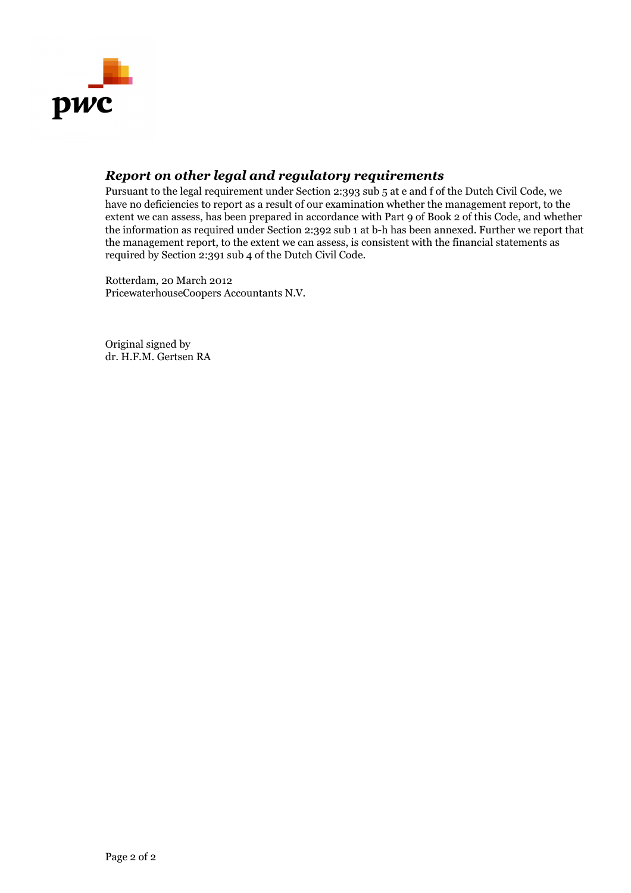### *Report on other legal and regulatory requirements*

Pursuant to the legal requirement under Section 2:393 sub 5 at e and f of the Dutch Civil Code, we have no deficiencies to report as a result of our examination whether the management report, to the extent we can assess, has been prepared in accordance with Part 9 of Book 2 of this Code, and whether the information as required under Section 2:392 sub 1 at b-h has been annexed. Further we report that the management report, to the extent we can assess, is consistent with the financial statements as required by Section 2:391 sub 4 of the Dutch Civil Code.

Rotterdam, 20 March 2012
PricewaterhouseCoopers Accountants N.V.

Original signed by
dr. H.F.M. Gertsen RA